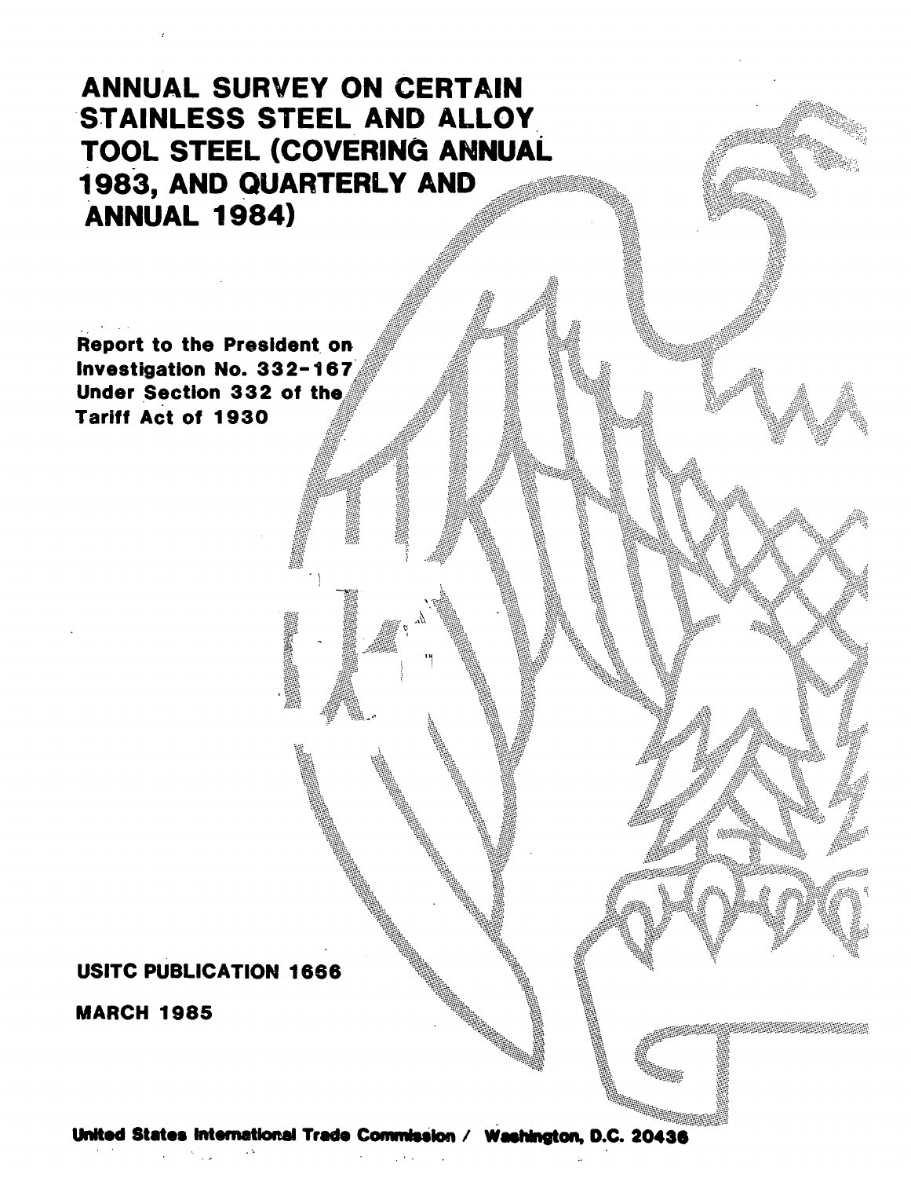# ANNUAL SURVEY ON CERTAIN STAINLESS STEEL AND ALLOY TOOL STEEL (COVERING ANNUAL 1983, AND QUARTERLY AND ANNUAL 1984)

**Report to the President on Investigation No. 332-167 Under Section 332 of the Tariff Act of 1930**

**USITC PUBLICATION 1666**

**MARCH 1985**

**United States International Trade Commission / Washington, D.C. 20436**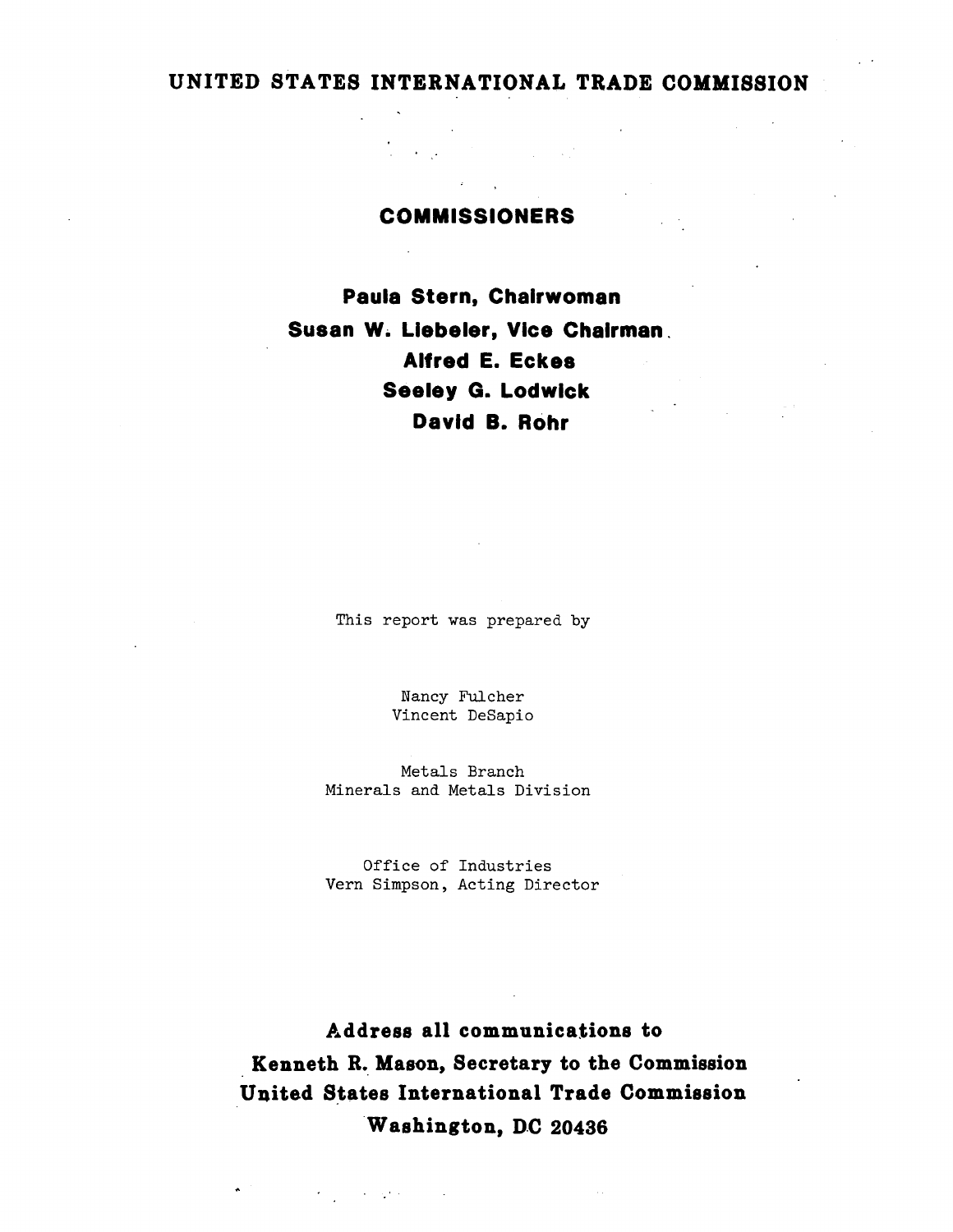# UNITED STATES INTERNATIONAL TRADE COMMISSION

## COMMISSIONERS

**Paula Stern, Chairwoman**
**Susan W. Liebeler, Vice Chairman**
**Alfred E. Eckes**
**Seeley G. Lodwick**
**David B. Rohr**

This report was prepared by

Nancy Fulcher
Vincent DeSapio

Metals Branch
Minerals and Metals Division

Office of Industries
Vern Simpson, Acting Director

**Address all communications to**
**Kenneth R. Mason, Secretary to the Commission**
**United States International Trade Commission**
**Washington, DC 20436**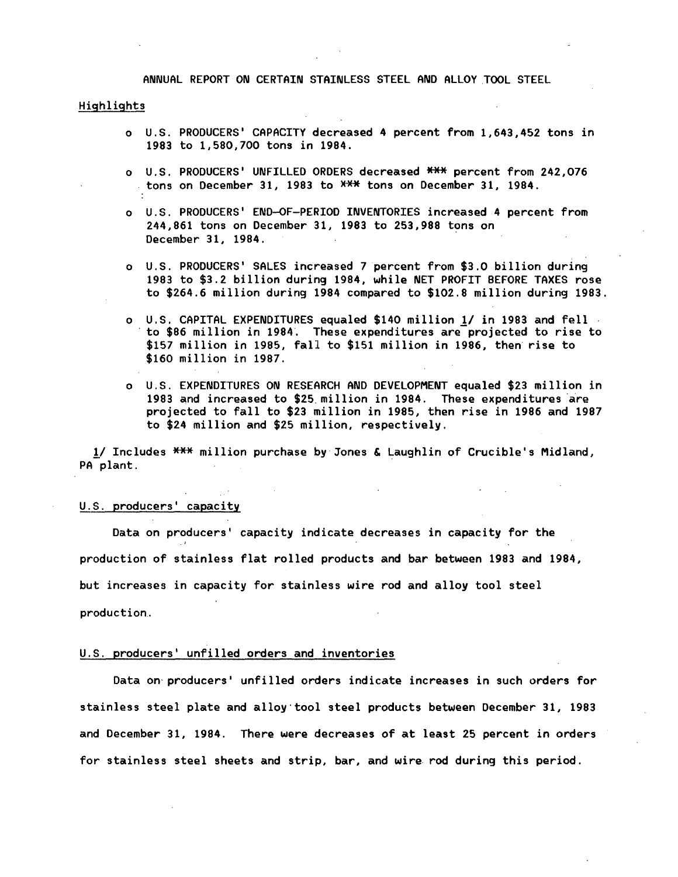# ANNUAL REPORT ON CERTAIN STAINLESS STEEL AND ALLOY TOOL STEEL

## Highlights

- U.S. PRODUCERS' CAPACITY decreased 4 percent from 1,643,452 tons in 1983 to 1,580,700 tons in 1984.
- U.S. PRODUCERS' UNFILLED ORDERS decreased *** percent from 242,076 tons on December 31, 1983 to *** tons on December 31, 1984.
- U.S. PRODUCERS' END-OF-PERIOD INVENTORIES increased 4 percent from 244,861 tons on December 31, 1983 to 253,988 tons on December 31, 1984.
- U.S. PRODUCERS' SALES increased 7 percent from $3.0 billion during 1983 to $3.2 billion during 1984, while NET PROFIT BEFORE TAXES rose to $264.6 million during 1984 compared to $102.8 million during 1983.
- U.S. CAPITAL EXPENDITURES equaled $140 million 1/ in 1983 and fell to $86 million in 1984. These expenditures are projected to rise to $157 million in 1985, fall to $151 million in 1986, then rise to $160 million in 1987.
- U.S. EXPENDITURES ON RESEARCH AND DEVELOPMENT equaled $23 million in 1983 and increased to $25 million in 1984. These expenditures are projected to fall to $23 million in 1985, then rise in 1986 and 1987 to $24 million and $25 million, respectively.

1/ Includes *** million purchase by Jones & Laughlin of Crucible's Midland, PA plant.

## U.S. producers' capacity

Data on producers' capacity indicate decreases in capacity for the production of stainless flat rolled products and bar between 1983 and 1984, but increases in capacity for stainless wire rod and alloy tool steel production.

## U.S. producers' unfilled orders and inventories

Data on producers' unfilled orders indicate increases in such orders for stainless steel plate and alloy tool steel products between December 31, 1983 and December 31, 1984. There were decreases of at least 25 percent in orders for stainless steel sheets and strip, bar, and wire rod during this period.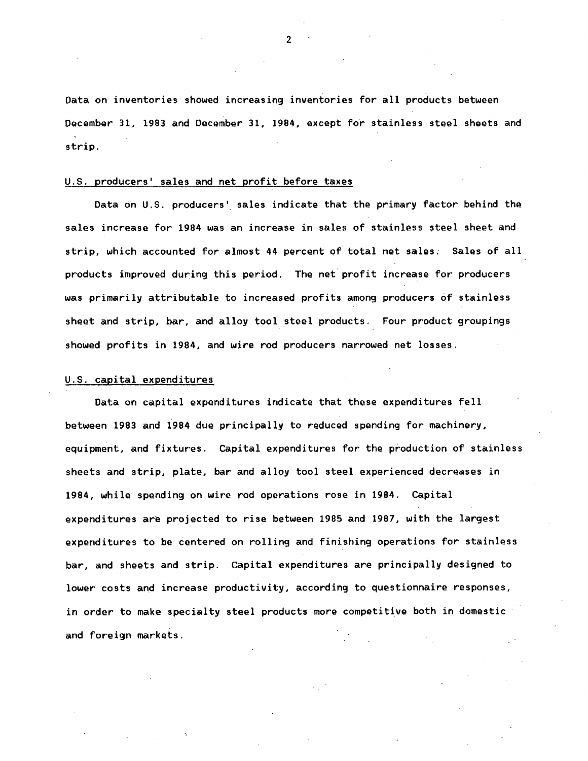Data on inventories showed increasing inventories for all products between December 31, 1983 and December 31, 1984, except for stainless steel sheets and strip.

U.S. producers' sales and net profit before taxes

Data on U.S. producers' sales indicate that the primary factor behind the sales increase for 1984 was an increase in sales of stainless steel sheet and strip, which accounted for almost 44 percent of total net sales. Sales of all products improved during this period. The net profit increase for producers was primarily attributable to increased profits among producers of stainless sheet and strip, bar, and alloy tool steel products. Four product groupings showed profits in 1984, and wire rod producers narrowed net losses.

U.S. capital expenditures

Data on capital expenditures indicate that these expenditures fell between 1983 and 1984 due principally to reduced spending for machinery, equipment, and fixtures. Capital expenditures for the production of stainless sheets and strip, plate, bar and alloy tool steel experienced decreases in 1984, while spending on wire rod operations rose in 1984. Capital expenditures are projected to rise between 1985 and 1987, with the largest expenditures to be centered on rolling and finishing operations for stainless bar, and sheets and strip. Capital expenditures are principally designed to lower costs and increase productivity, according to questionnaire responses, in order to make specialty steel products more competitive both in domestic and foreign markets.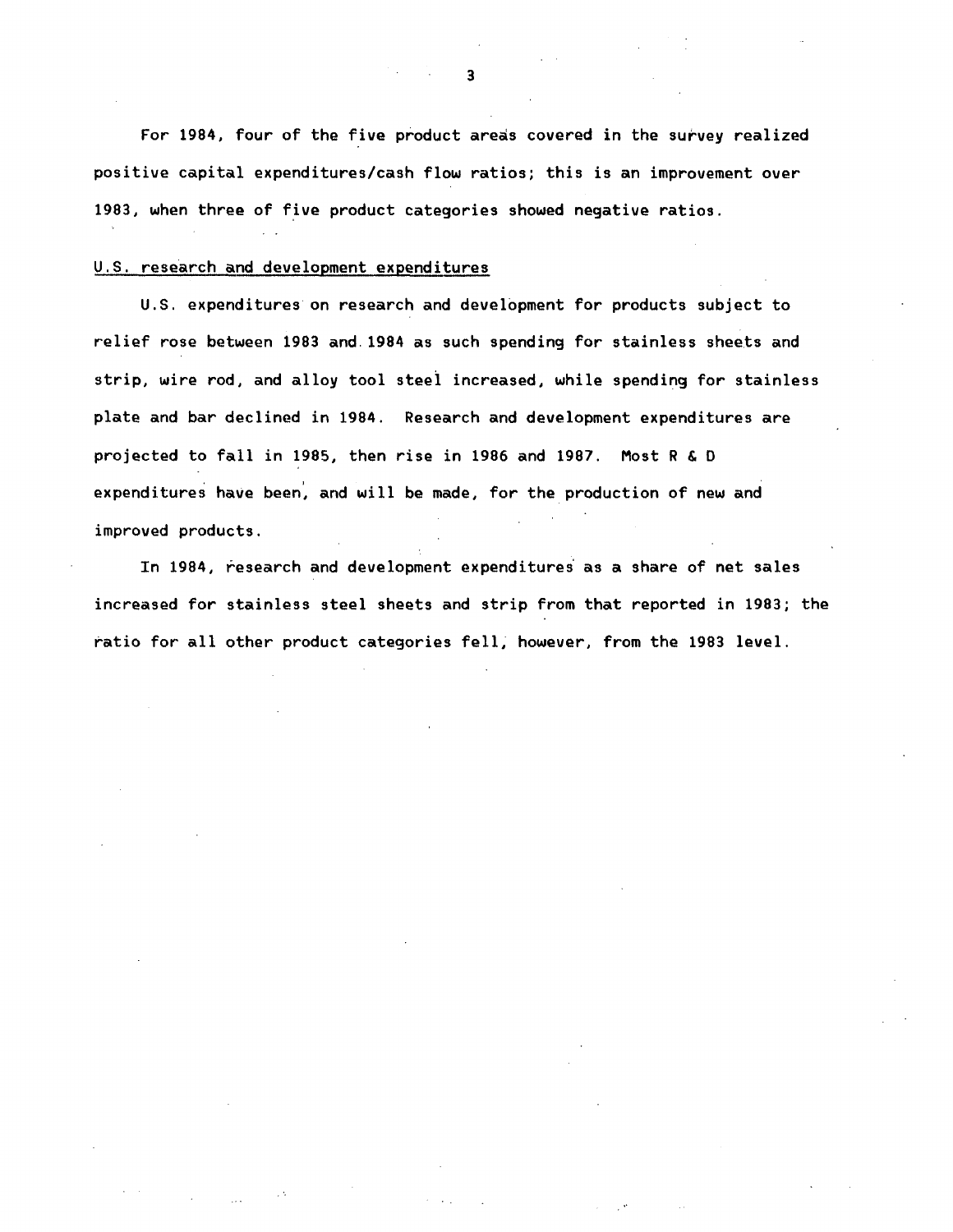For 1984, four of the five product areas covered in the survey realized positive capital expenditures/cash flow ratios; this is an improvement over 1983, when three of five product categories showed negative ratios.

U.S. research and development expenditures

U.S. expenditures on research and development for products subject to relief rose between 1983 and 1984 as such spending for stainless sheets and strip, wire rod, and alloy tool steel increased, while spending for stainless plate and bar declined in 1984. Research and development expenditures are projected to fall in 1985, then rise in 1986 and 1987. Most R & D expenditures have been, and will be made, for the production of new and improved products.

In 1984, research and development expenditures as a share of net sales increased for stainless steel sheets and strip from that reported in 1983; the ratio for all other product categories fell, however, from the 1983 level.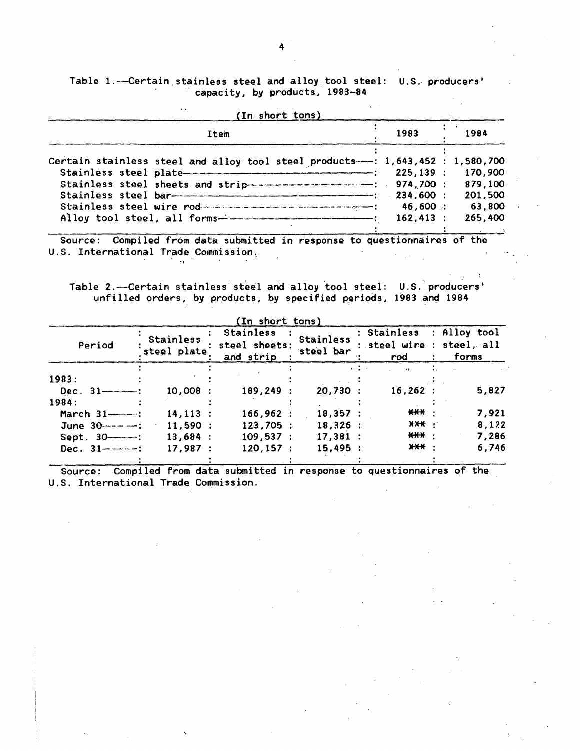Table 1.—Certain stainless steel and alloy tool steel: U.S. producers' capacity, by products, 1983-84

(In short tons)

| Item | 1983 | 1984 |
|---|---|---|
| Certain stainless steel and alloy tool steel products | 1,643,452 | 1,580,700 |
| Stainless steel plate | 225,139 | 170,900 |
| Stainless steel sheets and strip | 974,700 | 879,100 |
| Stainless steel bar | 234,600 | 201,500 |
| Stainless steel wire rod | 46,600 | 63,800 |
| Alloy tool steel, all forms | 162,413 | 265,400 |

Source: Compiled from data submitted in response to questionnaires of the U.S. International Trade Commission.

Table 2.—Certain stainless steel and alloy tool steel: U.S. producers' unfilled orders, by products, by specified periods, 1983 and 1984

(In short tons)

| Period | Stainless steel plate | Stainless steel sheets and strip | Stainless steel bar | Stainless steel wire rod | Alloy tool steel, all forms |
|---|---|---|---|---|---|
| 1983: | | | | | |
| Dec. 31 | 10,008 | 189,249 | 20,730 | 16,262 | 5,827 |
| 1984: | | | | | |
| March 31 | 14,113 | 166,962 | 18,357 | *** | 7,921 |
| June 30 | 11,590 | 123,705 | 18,326 | *** | 8,122 |
| Sept. 30 | 13,684 | 109,537 | 17,381 | *** | 7,286 |
| Dec. 31 | 17,987 | 120,157 | 15,495 | *** | 6,746 |

Source: Compiled from data submitted in response to questionnaires of the U.S. International Trade Commission.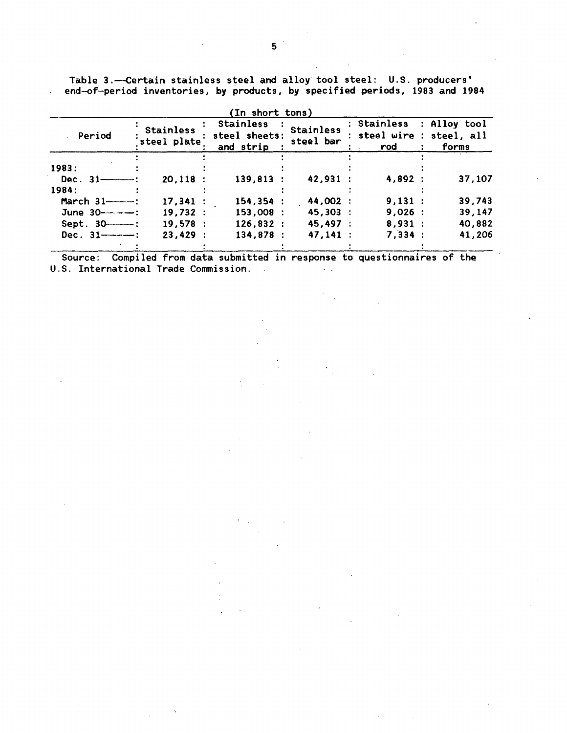Table 3.—Certain stainless steel and alloy tool steel: U.S. producers' end-of-period inventories, by products, by specified periods, 1983 and 1984

(In short tons)

| Period | Stainless steel plate | Stainless steel sheets and strip | Stainless steel bar | Stainless steel wire rod | Alloy tool steel, all forms |
|---|---|---|---|---|---|
| 1983: | | | | | |
| Dec. 31 | 20,118 | 139,813 | 42,931 | 4,892 | 37,107 |
| 1984: | | | | | |
| March 31 | 17,341 | 154,354 | 44,002 | 9,131 | 39,743 |
| June 30 | 19,732 | 153,008 | 45,303 | 9,026 | 39,147 |
| Sept. 30 | 19,578 | 126,832 | 45,497 | 8,931 | 40,882 |
| Dec. 31 | 23,429 | 134,878 | 47,141 | 7,334 | 41,206 |

Source: Compiled from data submitted in response to questionnaires of the U.S. International Trade Commission.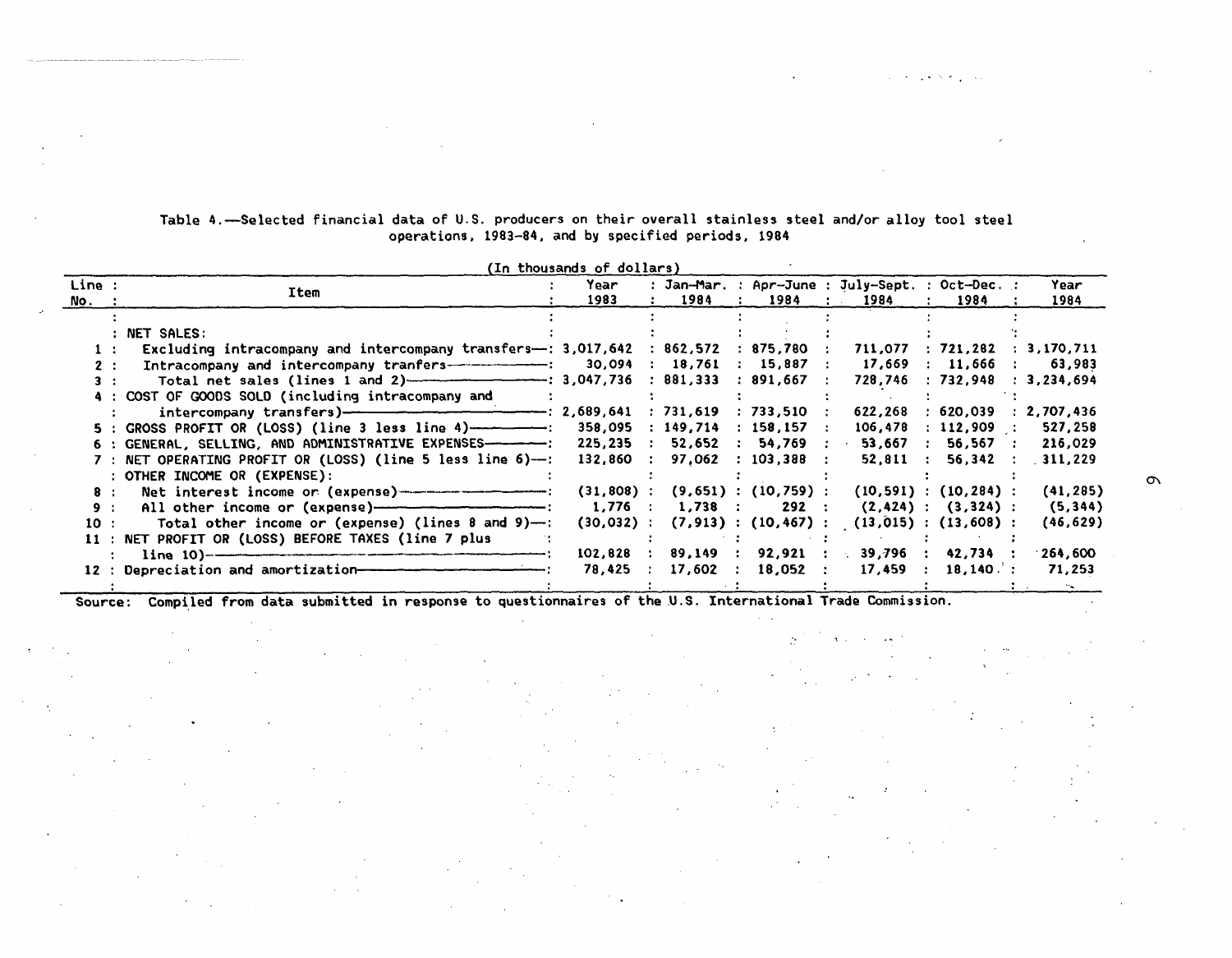Table 4.—Selected financial data of U.S. producers on their overall stainless steel and/or alloy tool steel operations, 1983-84, and by specified periods, 1984

(In thousands of dollars)

| Line No. | Item | Year 1983 | Jan-Mar. 1984 | Apr-June 1984 | July-Sept. 1984 | Oct-Dec. 1984 | Year 1984 |
|---|---|---|---|---|---|---|---|
| | NET SALES: | | | | | | |
| 1 | Excluding intracompany and intercompany transfers | 3,017,642 | 862,572 | 875,780 | 711,077 | 721,282 | 3,170,711 |
| 2 | Intracompany and intercompany tranfers | 30,094 | 18,761 | 15,887 | 17,669 | 11,666 | 63,983 |
| 3 | Total net sales (lines 1 and 2) | 3,047,736 | 881,333 | 891,667 | 728,746 | 732,948 | 3,234,694 |
| 4 | COST OF GOODS SOLD (including intracompany and intercompany transfers) | 2,689,641 | 731,619 | 733,510 | 622,268 | 620,039 | 2,707,436 |
| 5 | GROSS PROFIT OR (LOSS) (line 3 less line 4) | 358,095 | 149,714 | 158,157 | 106,478 | 112,909 | 527,258 |
| 6 | GENERAL, SELLING, AND ADMINISTRATIVE EXPENSES | 225,235 | 52,652 | 54,769 | 53,667 | 56,567 | 216,029 |
| 7 | NET OPERATING PROFIT OR (LOSS) (line 5 less line 6) | 132,860 | 97,062 | 103,388 | 52,811 | 56,342 | 311,229 |
| | OTHER INCOME OR (EXPENSE): | | | | | | |
| 8 | Net interest income or (expense) | (31,808) | (9,651) | (10,759) | (10,591) | (10,284) | (41,285) |
| 9 | All other income or (expense) | 1,776 | 1,738 | 292 | (2,424) | (3,324) | (5,344) |
| 10 | Total other income or (expense) (lines 8 and 9) | (30,032) | (7,913) | (10,467) | (13,015) | (13,608) | (46,629) |
| 11 | NET PROFIT OR (LOSS) BEFORE TAXES (line 7 plus line 10) | 102,828 | 89,149 | 92,921 | 39,796 | 42,734 | 264,600 |
| 12 | Depreciation and amortization | 78,425 | 17,602 | 18,052 | 17,459 | 18,140 | 71,253 |

Source: Compiled from data submitted in response to questionnaires of the U.S. International Trade Commission.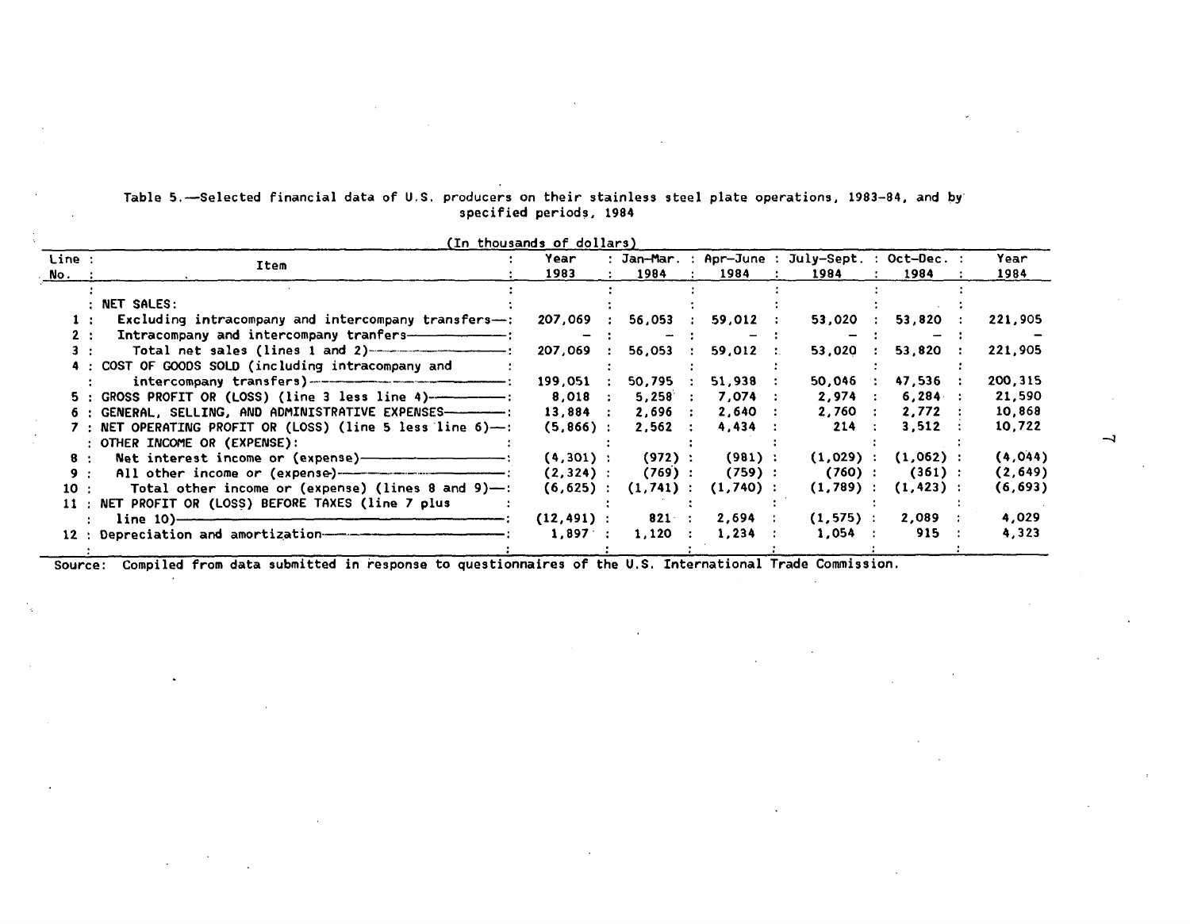Table 5.—Selected financial data of U.S. producers on their stainless steel plate operations, 1983-84, and by specified periods, 1984

(In thousands of dollars)

| Line No. | Item | Year 1983 | Jan-Mar. 1984 | Apr-June 1984 | July-Sept. 1984 | Oct-Dec. 1984 | Year 1984 |
|---|---|---|---|---|---|---|---|
| | NET SALES: | | | | | | |
| 1 | Excluding intracompany and intercompany transfers | 207,069 | 56,053 | 59,012 | 53,020 | 53,820 | 221,905 |
| 2 | Intracompany and intercompany tranfers | – | – | – | – | – | – |
| 3 | Total net sales (lines 1 and 2) | 207,069 | 56,053 | 59,012 | 53,020 | 53,820 | 221,905 |
| 4 | COST OF GOODS SOLD (including intracompany and intercompany transfers) | 199,051 | 50,795 | 51,938 | 50,046 | 47,536 | 200,315 |
| 5 | GROSS PROFIT OR (LOSS) (line 3 less line 4) | 8,018 | 5,258 | 7,074 | 2,974 | 6,284 | 21,590 |
| 6 | GENERAL, SELLING, AND ADMINISTRATIVE EXPENSES | 13,884 | 2,696 | 2,640 | 2,760 | 2,772 | 10,868 |
| 7 | NET OPERATING PROFIT OR (LOSS) (line 5 less line 6) | (5,866) | 2,562 | 4,434 | 214 | 3,512 | 10,722 |
| | OTHER INCOME OR (EXPENSE): | | | | | | |
| 8 | Net interest income or (expense) | (4,301) | (972) | (981) | (1,029) | (1,062) | (4,044) |
| 9 | All other income or (expense) | (2,324) | (769) | (759) | (760) | (361) | (2,649) |
| 10 | Total other income or (expense) (lines 8 and 9) | (6,625) | (1,741) | (1,740) | (1,789) | (1,423) | (6,693) |
| 11 | NET PROFIT OR (LOSS) BEFORE TAXES (line 7 plus line 10) | (12,491) | 821 | 2,694 | (1,575) | 2,089 | 4,029 |
| 12 | Depreciation and amortization | 1,897 | 1,120 | 1,234 | 1,054 | 915 | 4,323 |

Source: Compiled from data submitted in response to questionnaires of the U.S. International Trade Commission.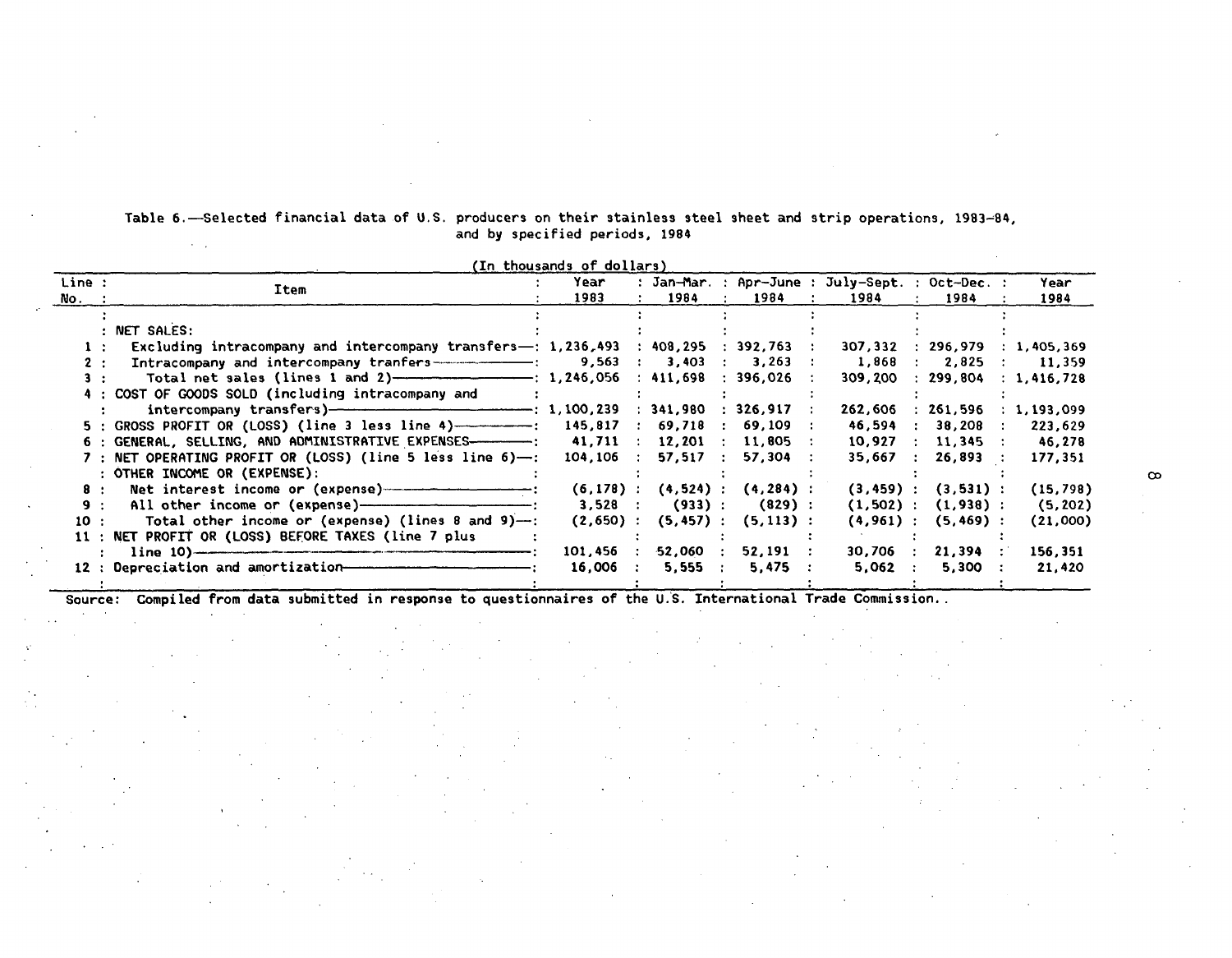Table 6.—Selected financial data of U.S. producers on their stainless steel sheet and strip operations, 1983-84, and by specified periods, 1984

(In thousands of dollars)

| Line No. | Item | Year 1983 | Jan-Mar. 1984 | Apr-June 1984 | July-Sept. 1984 | Oct-Dec. 1984 | Year 1984 |
|---|---|---|---|---|---|---|---|
| | NET SALES: | | | | | | |
| 1 | Excluding intracompany and intercompany transfers | 1,236,493 | 408,295 | 392,763 | 307,332 | 296,979 | 1,405,369 |
| 2 | Intracompany and intercompany tranfers | 9,563 | 3,403 | 3,263 | 1,868 | 2,825 | 11,359 |
| 3 | Total net sales (lines 1 and 2) | 1,246,056 | 411,698 | 396,026 | 309,200 | 299,804 | 1,416,728 |
| 4 | COST OF GOODS SOLD (including intracompany and intercompany transfers) | 1,100,239 | 341,980 | 326,917 | 262,606 | 261,596 | 1,193,099 |
| 5 | GROSS PROFIT OR (LOSS) (line 3 less line 4) | 145,817 | 69,718 | 69,109 | 46,594 | 38,208 | 223,629 |
| 6 | GENERAL, SELLING, AND ADMINISTRATIVE EXPENSES | 41,711 | 12,201 | 11,805 | 10,927 | 11,345 | 46,278 |
| 7 | NET OPERATING PROFIT OR (LOSS) (line 5 less line 6) | 104,106 | 57,517 | 57,304 | 35,667 | 26,893 | 177,351 |
| | OTHER INCOME OR (EXPENSE): | | | | | | |
| 8 | Net interest income or (expense) | (6,178) | (4,524) | (4,284) | (3,459) | (3,531) | (15,798) |
| 9 | All other income or (expense) | 3,528 | (933) | (829) | (1,502) | (1,938) | (5,202) |
| 10 | Total other income or (expense) (lines 8 and 9) | (2,650) | (5,457) | (5,113) | (4,961) | (5,469) | (21,000) |
| 11 | NET PROFIT OR (LOSS) BEFORE TAXES (line 7 plus line 10) | 101,456 | 52,060 | 52,191 | 30,706 | 21,394 | 156,351 |
| 12 | Depreciation and amortization | 16,006 | 5,555 | 5,475 | 5,062 | 5,300 | 21,420 |

Source: Compiled from data submitted in response to questionnaires of the U.S. International Trade Commission.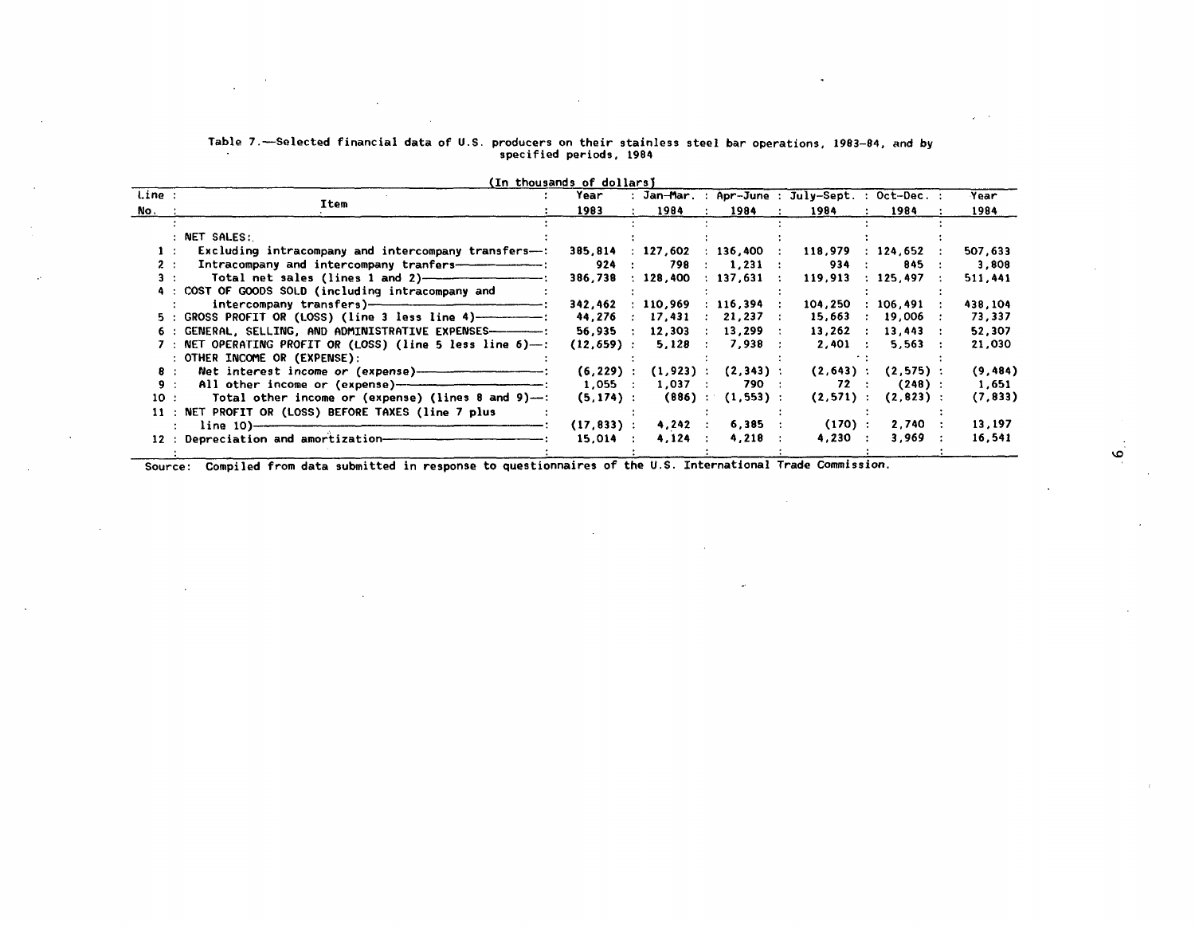Table 7.—Selected financial data of U.S. producers on their stainless steel bar operations, 1983-84, and by specified periods, 1984

(In thousands of dollars)

| Line No. | Item | Year 1983 | Jan-Mar. 1984 | Apr-June 1984 | July-Sept. 1984 | Oct-Dec. 1984 | Year 1984 |
|---|---|---|---|---|---|---|---|
| | NET SALES: | | | | | | |
| 1 | Excluding intracompany and intercompany transfers | 385,814 | 127,602 | 136,400 | 118,979 | 124,652 | 507,633 |
| 2 | Intracompany and intercompany tranfers | 924 | 798 | 1,231 | 934 | 845 | 3,808 |
| 3 | Total net sales (lines 1 and 2) | 386,738 | 128,400 | 137,631 | 119,913 | 125,497 | 511,441 |
| 4 | COST OF GOODS SOLD (including intracompany and intercompany transfers) | 342,462 | 110,969 | 116,394 | 104,250 | 106,491 | 438,104 |
| 5 | GROSS PROFIT OR (LOSS) (line 3 less line 4) | 44,276 | 17,431 | 21,237 | 15,663 | 19,006 | 73,337 |
| 6 | GENERAL, SELLING, AND ADMINISTRATIVE EXPENSES | 56,935 | 12,303 | 13,299 | 13,262 | 13,443 | 52,307 |
| 7 | NET OPERATING PROFIT OR (LOSS) (line 5 less line 6) | (12,659) | 5,128 | 7,938 | 2,401 | 5,563 | 21,030 |
| | OTHER INCOME OR (EXPENSE): | | | | | | |
| 8 | Net interest income or (expense) | (6,229) | (1,923) | (2,343) | (2,643) | (2,575) | (9,484) |
| 9 | All other income or (expense) | 1,055 | 1,037 | 790 | 72 | (248) | 1,651 |
| 10 | Total other income or (expense) (lines 8 and 9) | (5,174) | (886) | (1,553) | (2,571) | (2,823) | (7,833) |
| 11 | NET PROFIT OR (LOSS) BEFORE TAXES (line 7 plus line 10) | (17,833) | 4,242 | 6,385 | (170) | 2,740 | 13,197 |
| 12 | Depreciation and amortization | 15,014 | 4,124 | 4,218 | 4,230 | 3,969 | 16,541 |

Source: Compiled from data submitted in response to questionnaires of the U.S. International Trade Commission.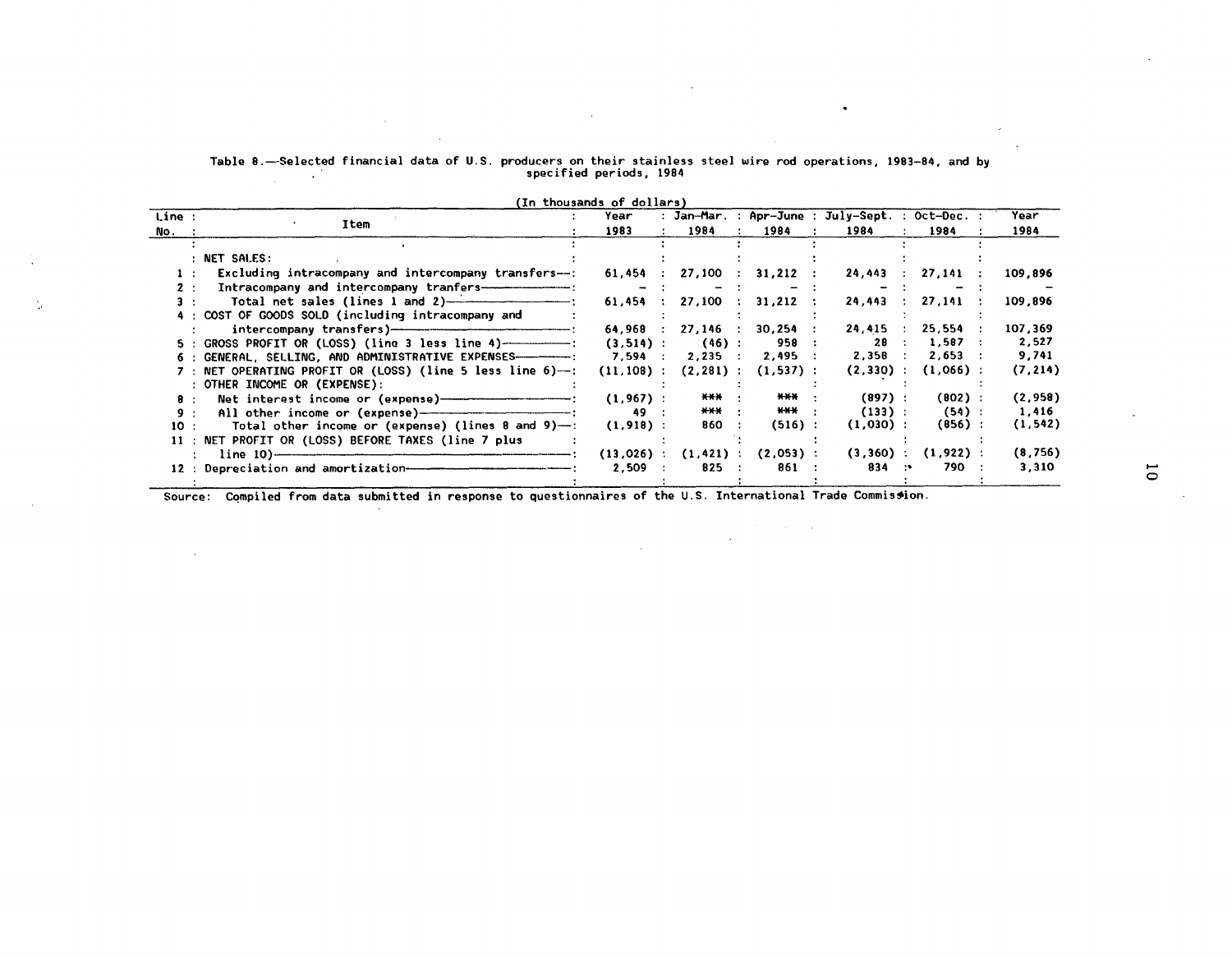Table 8.—Selected financial data of U.S. producers on their stainless steel wire rod operations, 1983-84, and by specified periods, 1984

(In thousands of dollars)

| Line No. | Item | Year 1983 | Jan-Mar. 1984 | Apr-June 1984 | July-Sept. 1984 | Oct-Dec. 1984 | Year 1984 |
|---|---|---|---|---|---|---|---|
| | NET SALES: | | | | | | |
| 1 | Excluding intracompany and intercompany transfers | 61,454 | 27,100 | 31,212 | 24,443 | 27,141 | 109,896 |
| 2 | Intracompany and intercompany tranfers | – | – | – | – | – | – |
| 3 | Total net sales (lines 1 and 2) | 61,454 | 27,100 | 31,212 | 24,443 | 27,141 | 109,896 |
| 4 | COST OF GOODS SOLD (including intracompany and intercompany transfers) | 64,968 | 27,146 | 30,254 | 24,415 | 25,554 | 107,369 |
| 5 | GROSS PROFIT OR (LOSS) (line 3 less line 4) | (3,514) | (46) | 958 | 28 | 1,587 | 2,527 |
| 6 | GENERAL, SELLING, AND ADMINISTRATIVE EXPENSES | 7,594 | 2,235 | 2,495 | 2,358 | 2,653 | 9,741 |
| 7 | NET OPERATING PROFIT OR (LOSS) (line 5 less line 6) | (11,108) | (2,281) | (1,537) | (2,330) | (1,066) | (7,214) |
| | OTHER INCOME OR (EXPENSE): | | | | | | |
| 8 | Net interest income or (expense) | (1,967) | *** | *** | (897) | (802) | (2,958) |
| 9 | All other income or (expense) | 49 | *** | *** | (133) | (54) | 1,416 |
| 10 | Total other income or (expense) (lines 8 and 9) | (1,918) | 860 | (516) | (1,030) | (856) | (1,542) |
| 11 | NET PROFIT OR (LOSS) BEFORE TAXES (line 7 plus line 10) | (13,026) | (1,421) | (2,053) | (3,360) | (1,922) | (8,756) |
| 12 | Depreciation and amortization | 2,509 | 825 | 861 | 834 | 790 | 3,310 |

Source: Compiled from data submitted in response to questionnaires of the U.S. International Trade Commission.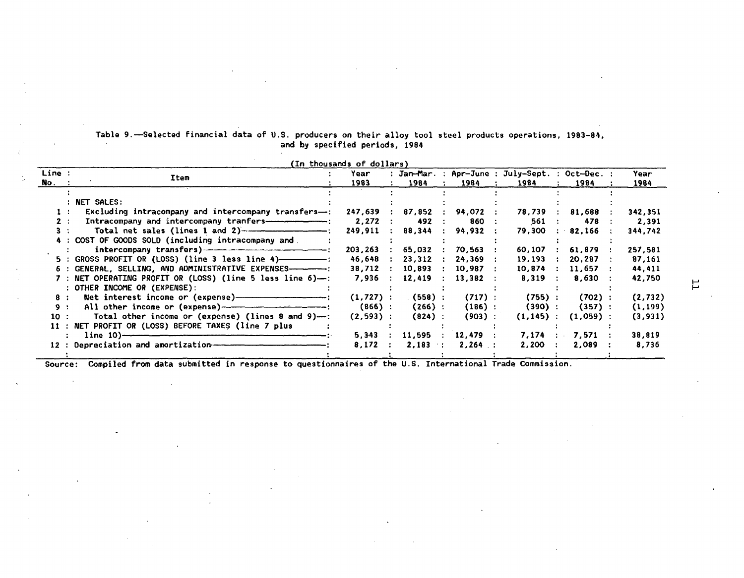Table 9.—Selected financial data of U.S. producers on their alloy tool steel products operations, 1983-84, and by specified periods, 1984

(In thousands of dollars)

| Line No. | Item | Year 1983 | Jan-Mar. 1984 | Apr-June 1984 | July-Sept. 1984 | Oct-Dec. 1984 | Year 1984 |
|---|---|---|---|---|---|---|---|
| | NET SALES: | | | | | | |
| 1 | Excluding intracompany and intercompany transfers | 247,639 | 87,852 | 94,072 | 78,739 | 81,688 | 342,351 |
| 2 | Intracompany and intercompany tranfers | 2,272 | 492 | 860 | 561 | 478 | 2,391 |
| 3 | Total net sales (lines 1 and 2) | 249,911 | 88,344 | 94,932 | 79,300 | 82,166 | 344,742 |
| 4 | COST OF GOODS SOLD (including intracompany and intercompany transfers) | 203,263 | 65,032 | 70,563 | 60,107 | 61,879 | 257,581 |
| 5 | GROSS PROFIT OR (LOSS) (line 3 less line 4) | 46,648 | 23,312 | 24,369 | 19,193 | 20,287 | 87,161 |
| 6 | GENERAL, SELLING, AND ADMINISTRATIVE EXPENSES | 38,712 | 10,893 | 10,987 | 10,874 | 11,657 | 44,411 |
| 7 | NET OPERATING PROFIT OR (LOSS) (line 5 less line 6) | 7,936 | 12,419 | 13,382 | 8,319 | 8,630 | 42,750 |
| | OTHER INCOME OR (EXPENSE): | | | | | | |
| 8 | Net interest income or (expense) | (1,727) | (558) | (717) | (755) | (702) | (2,732) |
| 9 | All other income or (expense) | (866) | (266) | (186) | (390) | (357) | (1,199) |
| 10 | Total other income or (expense) (lines 8 and 9) | (2,593) | (824) | (903) | (1,145) | (1,059) | (3,931) |
| 11 | NET PROFIT OR (LOSS) BEFORE TAXES (line 7 plus line 10) | 5,343 | 11,595 | 12,479 | 7,174 | 7,571 | 38,819 |
| 12 | Depreciation and amortization | 8,172 | 2,183 | 2,264 | 2,200 | 2,089 | 8,736 |

Source: Compiled from data submitted in response to questionnaires of the U.S. International Trade Commission.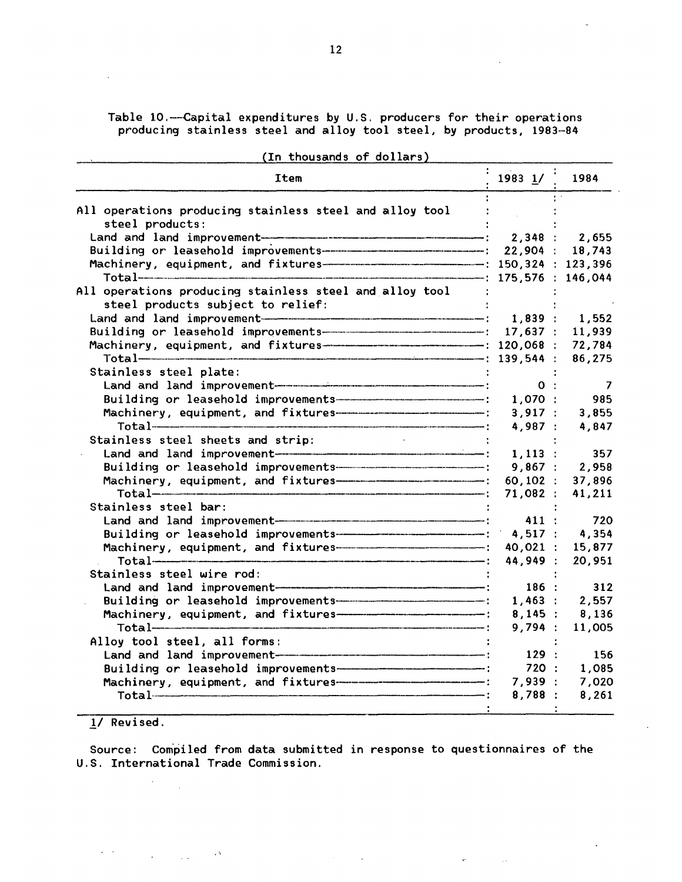Table 10.—Capital expenditures by U.S. producers for their operations producing stainless steel and alloy tool steel, by products, 1983-84

(In thousands of dollars)

| Item | 1983 1/ | 1984 |
|---|---|---|
| All operations producing stainless steel and alloy tool steel products: | | |
| Land and land improvement | 2,348 | 2,655 |
| Building or leasehold improvements | 22,904 | 18,743 |
| Machinery, equipment, and fixtures | 150,324 | 123,396 |
| Total | 175,576 | 146,044 |
| All operations producing stainless steel and alloy tool steel products subject to relief: | | |
| Land and land improvement | 1,839 | 1,552 |
| Building or leasehold improvements | 17,637 | 11,939 |
| Machinery, equipment, and fixtures | 120,068 | 72,784 |
| Total | 139,544 | 86,275 |
| Stainless steel plate: | | |
| Land and land improvement | 0 | 7 |
| Building or leasehold improvements | 1,070 | 985 |
| Machinery, equipment, and fixtures | 3,917 | 3,855 |
| Total | 4,987 | 4,847 |
| Stainless steel sheets and strip: | | |
| Land and land improvement | 1,113 | 357 |
| Building or leasehold improvements | 9,867 | 2,958 |
| Machinery, equipment, and fixtures | 60,102 | 37,896 |
| Total | 71,082 | 41,211 |
| Stainless steel bar: | | |
| Land and land improvement | 411 | 720 |
| Building or leasehold improvements | 4,517 | 4,354 |
| Machinery, equipment, and fixtures | 40,021 | 15,877 |
| Total | 44,949 | 20,951 |
| Stainless steel wire rod: | | |
| Land and land improvement | 186 | 312 |
| Building or leasehold improvements | 1,463 | 2,557 |
| Machinery, equipment, and fixtures | 8,145 | 8,136 |
| Total | 9,794 | 11,005 |
| Alloy tool steel, all forms: | | |
| Land and land improvement | 129 | 156 |
| Building or leasehold improvements | 720 | 1,085 |
| Machinery, equipment, and fixtures | 7,939 | 7,020 |
| Total | 8,788 | 8,261 |

1/ Revised.

Source: Compiled from data submitted in response to questionnaires of the U.S. International Trade Commission.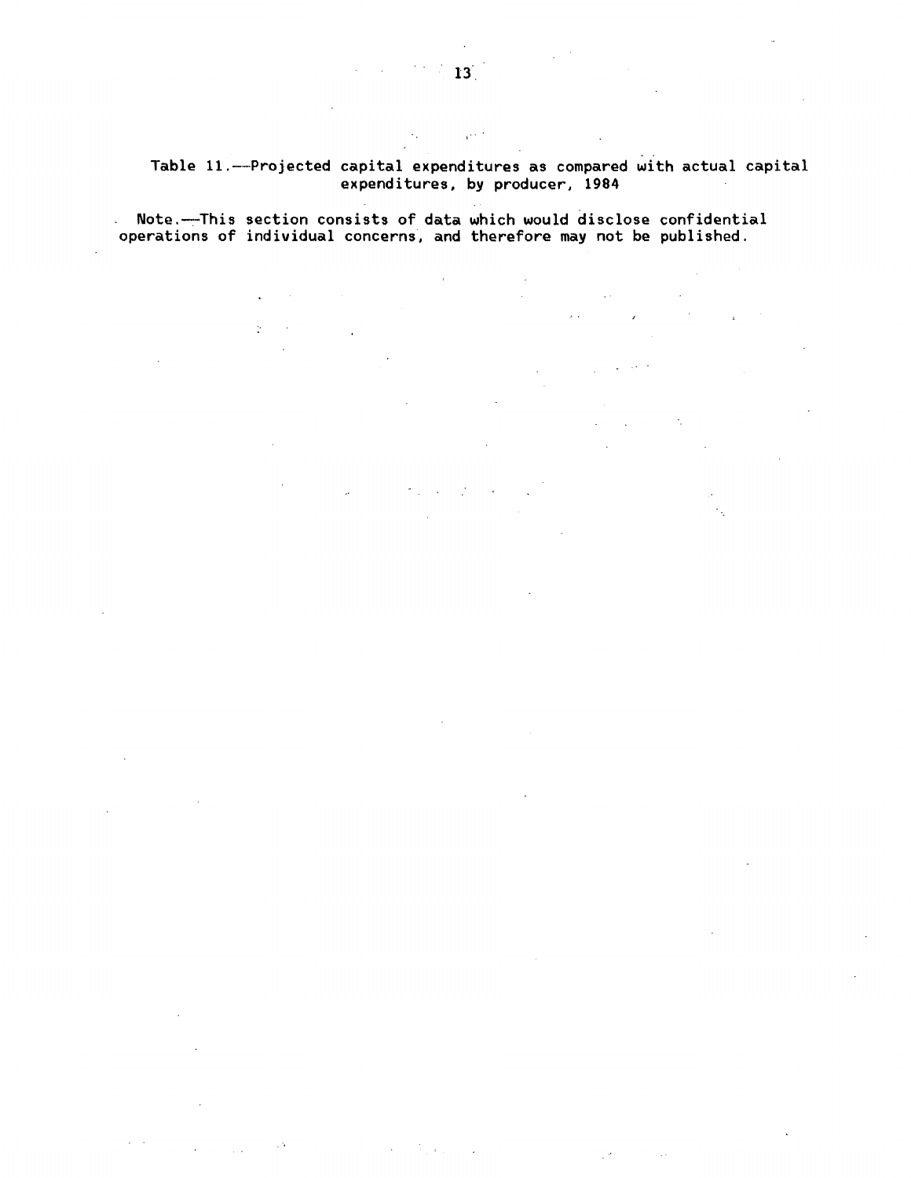Table 11.—Projected capital expenditures as compared with actual capital expenditures, by producer, 1984

Note.—This section consists of data which would disclose confidential operations of individual concerns, and therefore may not be published.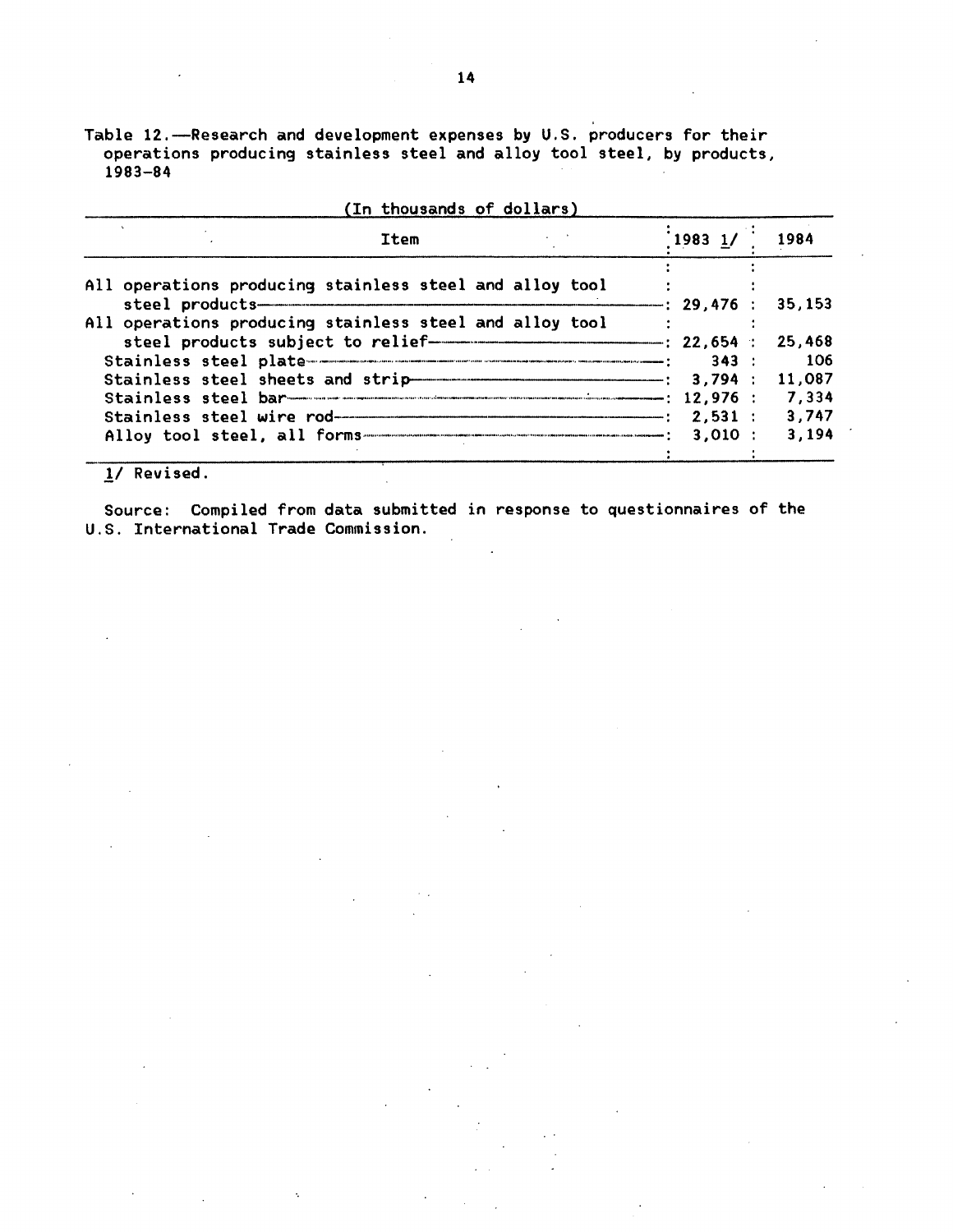Table 12.—Research and development expenses by U.S. producers for their operations producing stainless steel and alloy tool steel, by products, 1983-84

(In thousands of dollars)

| Item | 1983 1/ | 1984 |
|---|---|---|
| All operations producing stainless steel and alloy tool steel products | 29,476 | 35,153 |
| All operations producing stainless steel and alloy tool steel products subject to relief | 22,654 | 25,468 |
| Stainless steel plate | 343 | 106 |
| Stainless steel sheets and strip | 3,794 | 11,087 |
| Stainless steel bar | 12,976 | 7,334 |
| Stainless steel wire rod | 2,531 | 3,747 |
| Alloy tool steel, all forms | 3,010 | 3,194 |

1/ Revised.

Source: Compiled from data submitted in response to questionnaires of the U.S. International Trade Commission.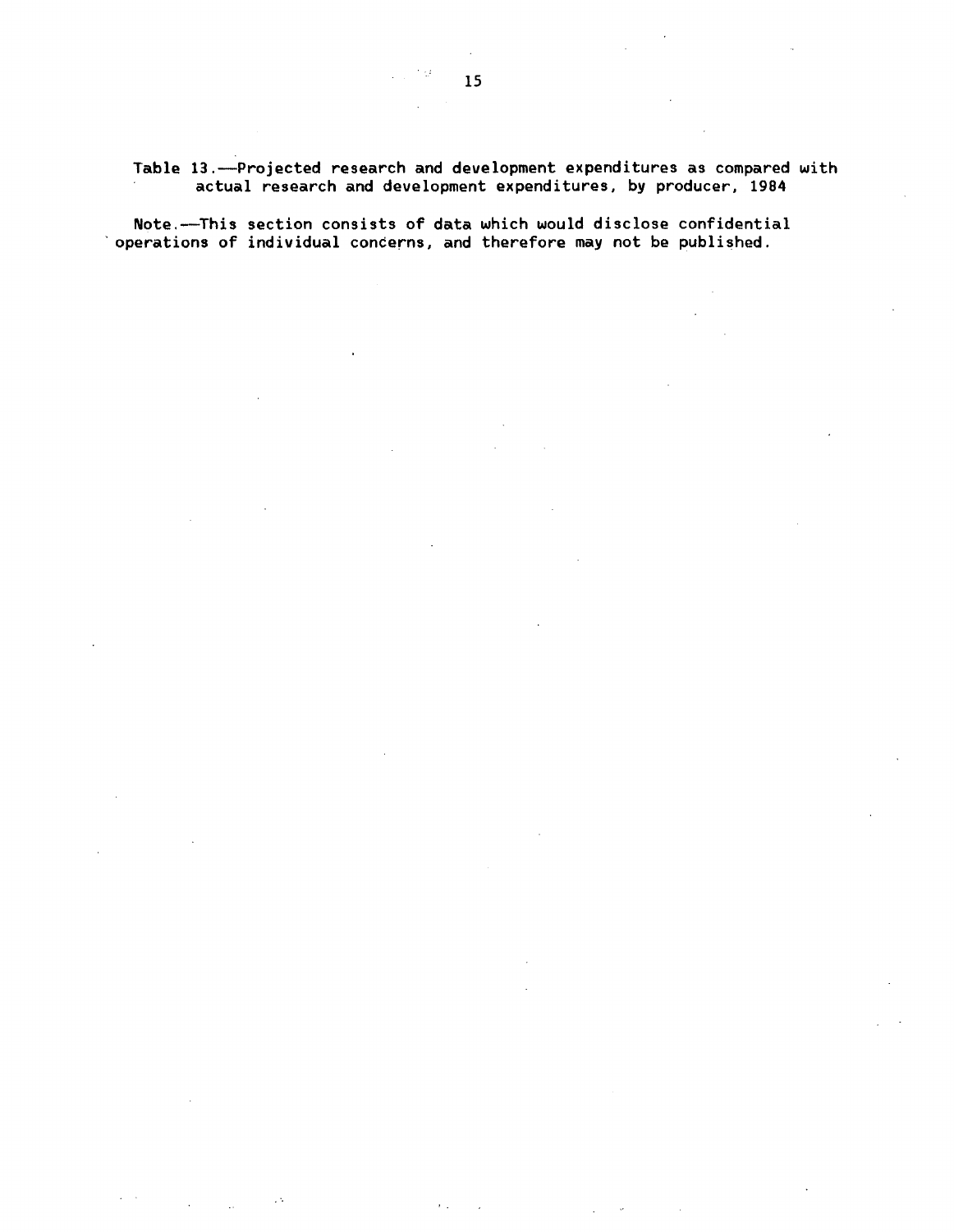Table 13.—Projected research and development expenditures as compared with actual research and development expenditures, by producer, 1984

Note.—This section consists of data which would disclose confidential operations of individual concerns, and therefore may not be published.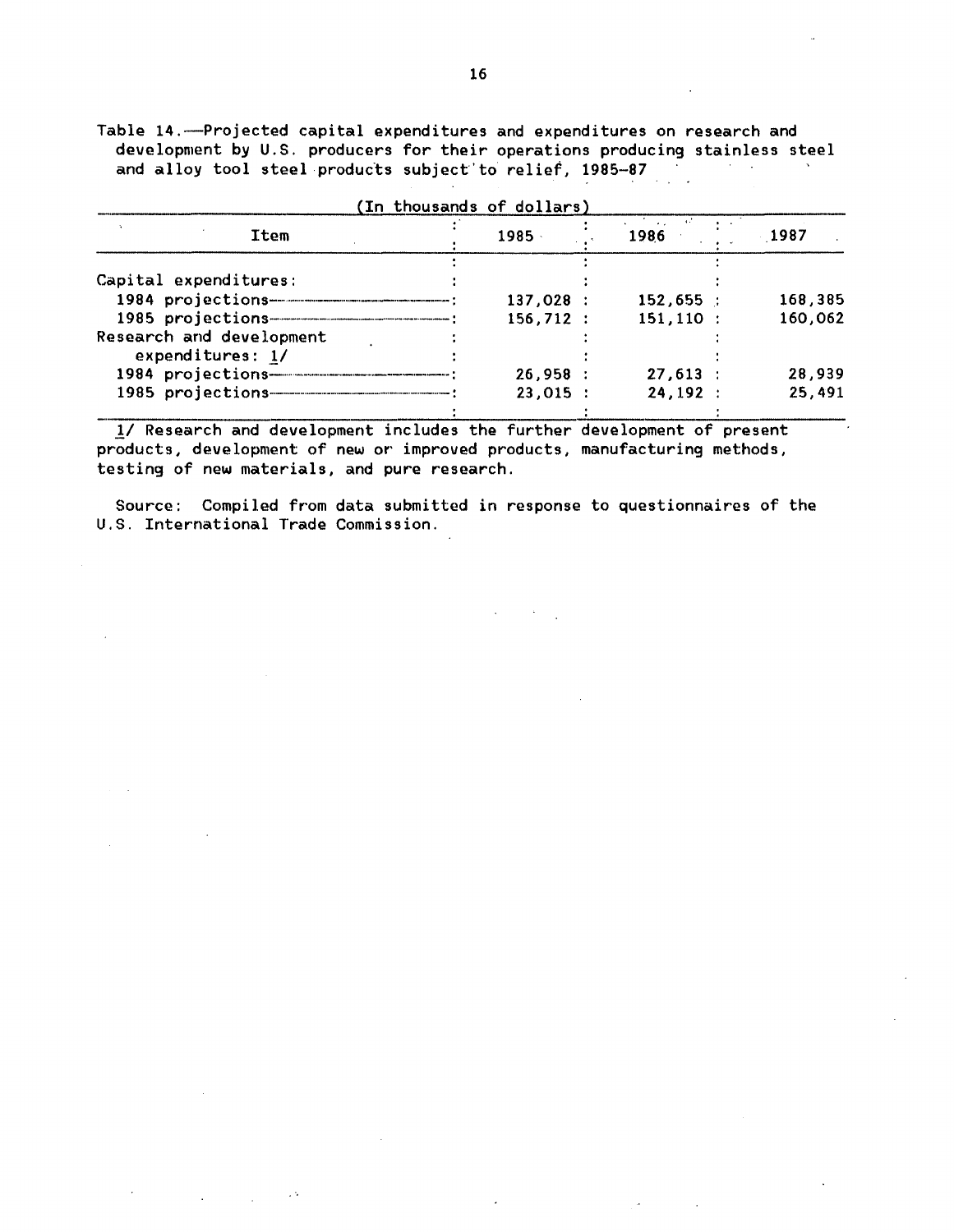Table 14.—Projected capital expenditures and expenditures on research and development by U.S. producers for their operations producing stainless steel and alloy tool steel products subject to relief, 1985-87

(In thousands of dollars)

| Item | 1985 | 1986 | 1987 |
|---|---|---|---|
| Capital expenditures: | | | |
| 1984 projections | 137,028 | 152,655 | 168,385 |
| 1985 projections | 156,712 | 151,110 | 160,062 |
| Research and development expenditures: 1/ | | | |
| 1984 projections | 26,958 | 27,613 | 28,939 |
| 1985 projections | 23,015 | 24,192 | 25,491 |

1/ Research and development includes the further development of present products, development of new or improved products, manufacturing methods, testing of new materials, and pure research.

Source: Compiled from data submitted in response to questionnaires of the U.S. International Trade Commission.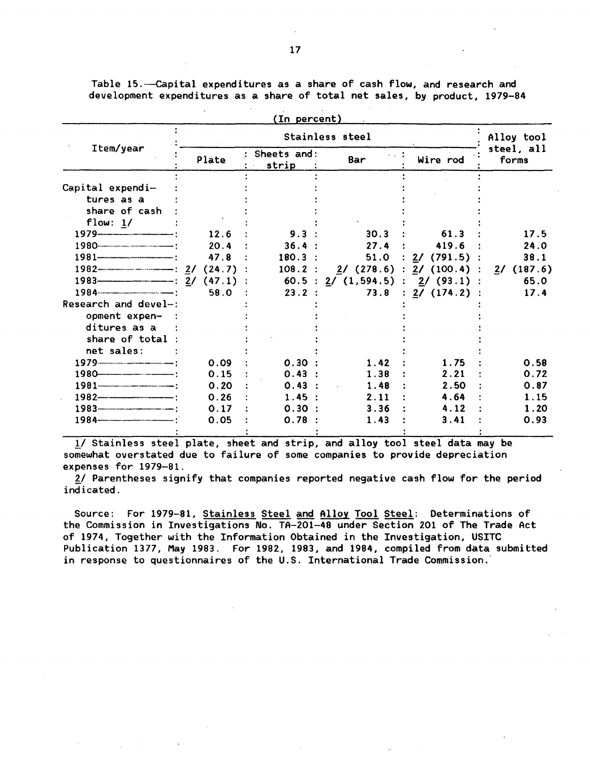Table 15.—Capital expenditures as a share of cash flow, and research and development expenditures as a share of total net sales, by product, 1979-84

(In percent)

| Item/year | Stainless steel | | | | Alloy tool steel, all forms |
|---|---|---|---|---|---|
| | Plate | Sheets and strip | Bar | Wire rod | |
| Capital expenditures as a share of cash flow: 1/ | | | | | |
| 1979 | 12.6 | 9.3 | 30.3 | 61.3 | 17.5 |
| 1980 | 20.4 | 36.4 | 27.4 | 419.6 | 24.0 |
| 1981 | 47.8 | 180.3 | 51.0 | 2/ (791.5) | 38.1 |
| 1982 | 2/ (24.7) | 108.2 | 2/ (278.6) | 2/ (100.4) | 2/ (187.6) |
| 1983 | 2/ (47.1) | 60.5 | 2/ (1,594.5) | 2/ (93.1) | 65.0 |
| 1984 | 58.0 | 23.2 | 73.8 | 2/ (174.2) | 17.4 |
| Research and development expenditures as a share of total net sales: | | | | | |
| 1979 | 0.09 | 0.30 | 1.42 | 1.75 | 0.58 |
| 1980 | 0.15 | 0.43 | 1.38 | 2.21 | 0.72 |
| 1981 | 0.20 | 0.43 | 1.48 | 2.50 | 0.87 |
| 1982 | 0.26 | 1.45 | 2.11 | 4.64 | 1.15 |
| 1983 | 0.17 | 0.30 | 3.36 | 4.12 | 1.20 |
| 1984 | 0.05 | 0.78 | 1.43 | 3.41 | 0.93 |

1/ Stainless steel plate, sheet and strip, and alloy tool steel data may be somewhat overstated due to failure of some companies to provide depreciation expenses for 1979-81.

2/ Parentheses signify that companies reported negative cash flow for the period indicated.

Source: For 1979-81, Stainless Steel and Alloy Tool Steel: Determinations of the Commission in Investigations No. TA-201-48 under Section 201 of The Trade Act of 1974, Together with the Information Obtained in the Investigation, USITC Publication 1377, May 1983. For 1982, 1983, and 1984, compiled from data submitted in response to questionnaires of the U.S. International Trade Commission.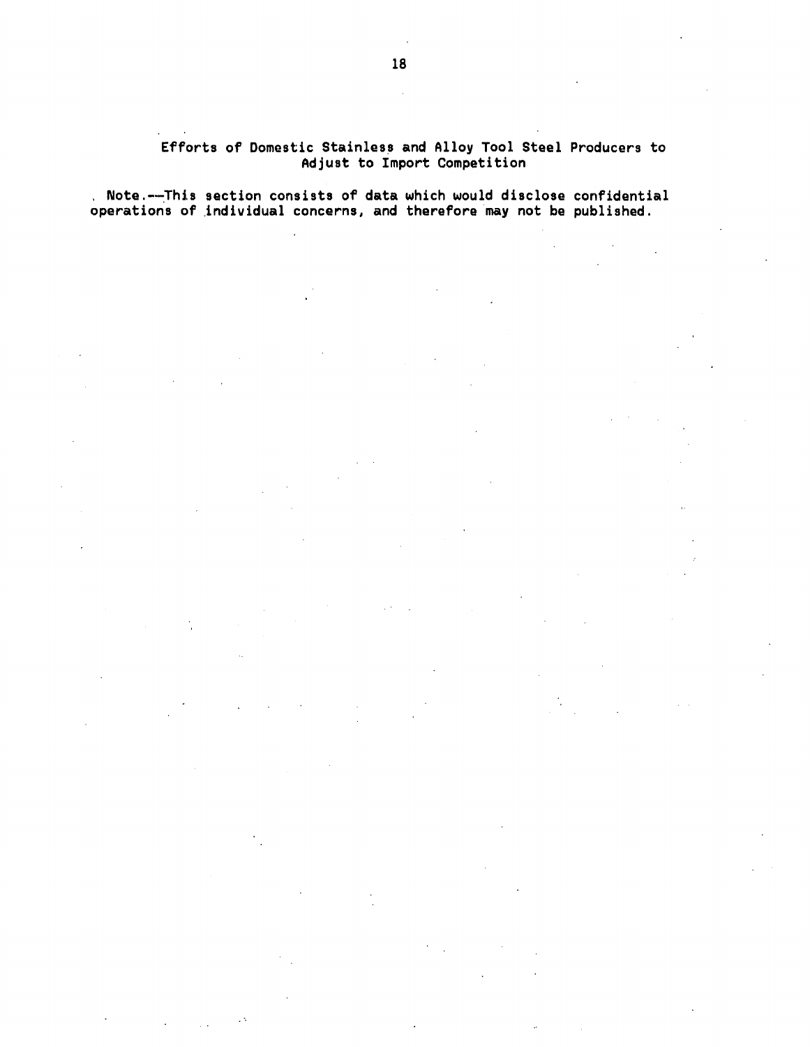## Efforts of Domestic Stainless and Alloy Tool Steel Producers to Adjust to Import Competition

Note.—This section consists of data which would disclose confidential operations of individual concerns, and therefore may not be published.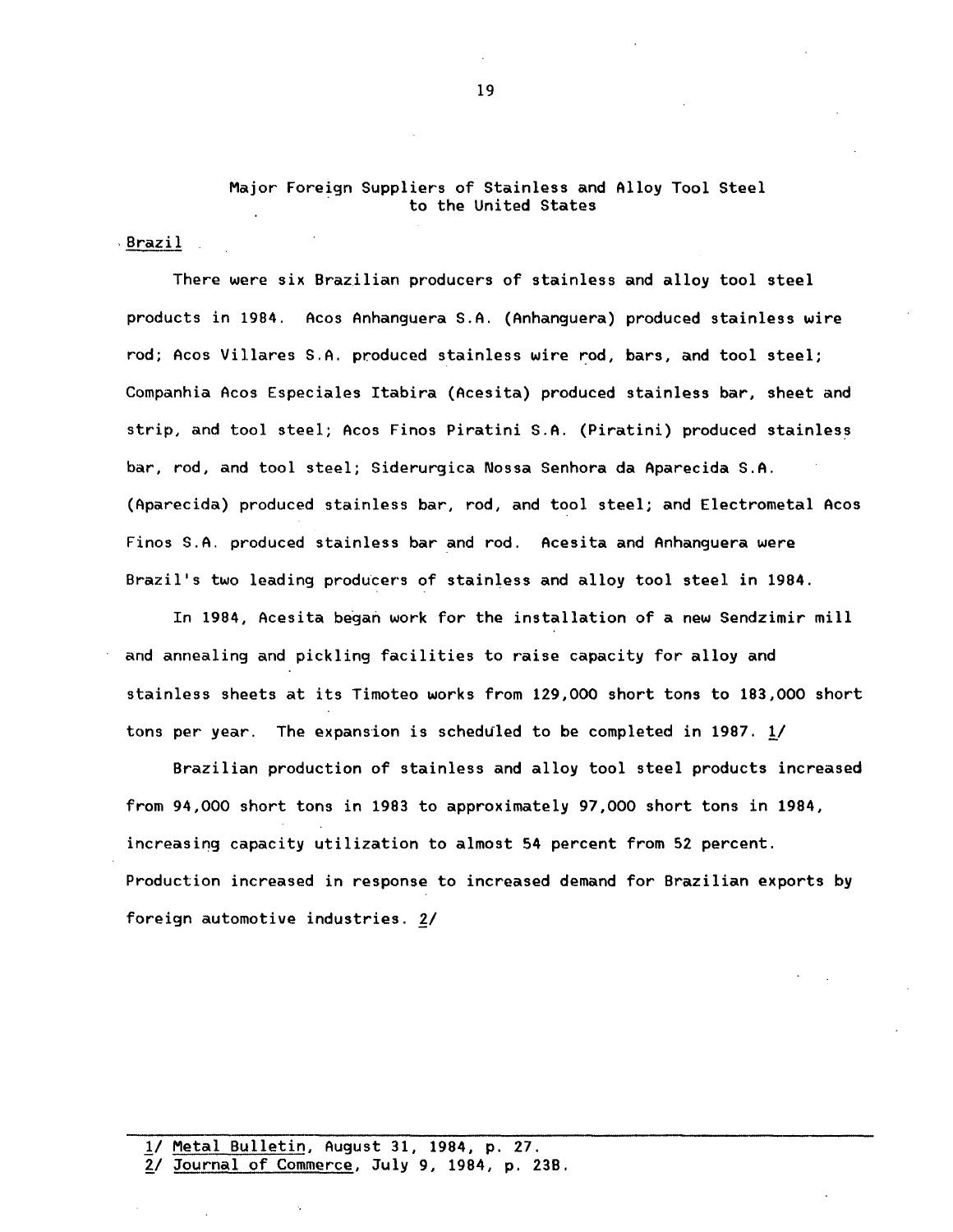## Major Foreign Suppliers of Stainless and Alloy Tool Steel to the United States

### Brazil

There were six Brazilian producers of stainless and alloy tool steel products in 1984. Acos Anhanguera S.A. (Anhanguera) produced stainless wire rod; Acos Villares S.A. produced stainless wire rod, bars, and tool steel; Companhia Acos Especiales Itabira (Acesita) produced stainless bar, sheet and strip, and tool steel; Acos Finos Piratini S.A. (Piratini) produced stainless bar, rod, and tool steel; Siderurgica Nossa Senhora da Aparecida S.A. (Aparecida) produced stainless bar, rod, and tool steel; and Electrometal Acos Finos S.A. produced stainless bar and rod. Acesita and Anhanguera were Brazil's two leading producers of stainless and alloy tool steel in 1984.

In 1984, Acesita began work for the installation of a new Sendzimir mill and annealing and pickling facilities to raise capacity for alloy and stainless sheets at its Timoteo works from 129,000 short tons to 183,000 short tons per year. The expansion is scheduled to be completed in 1987. 1/

Brazilian production of stainless and alloy tool steel products increased from 94,000 short tons in 1983 to approximately 97,000 short tons in 1984, increasing capacity utilization to almost 54 percent from 52 percent. Production increased in response to increased demand for Brazilian exports by foreign automotive industries. 2/

---

1/ Metal Bulletin, August 31, 1984, p. 27.
2/ Journal of Commerce, July 9, 1984, p. 23B.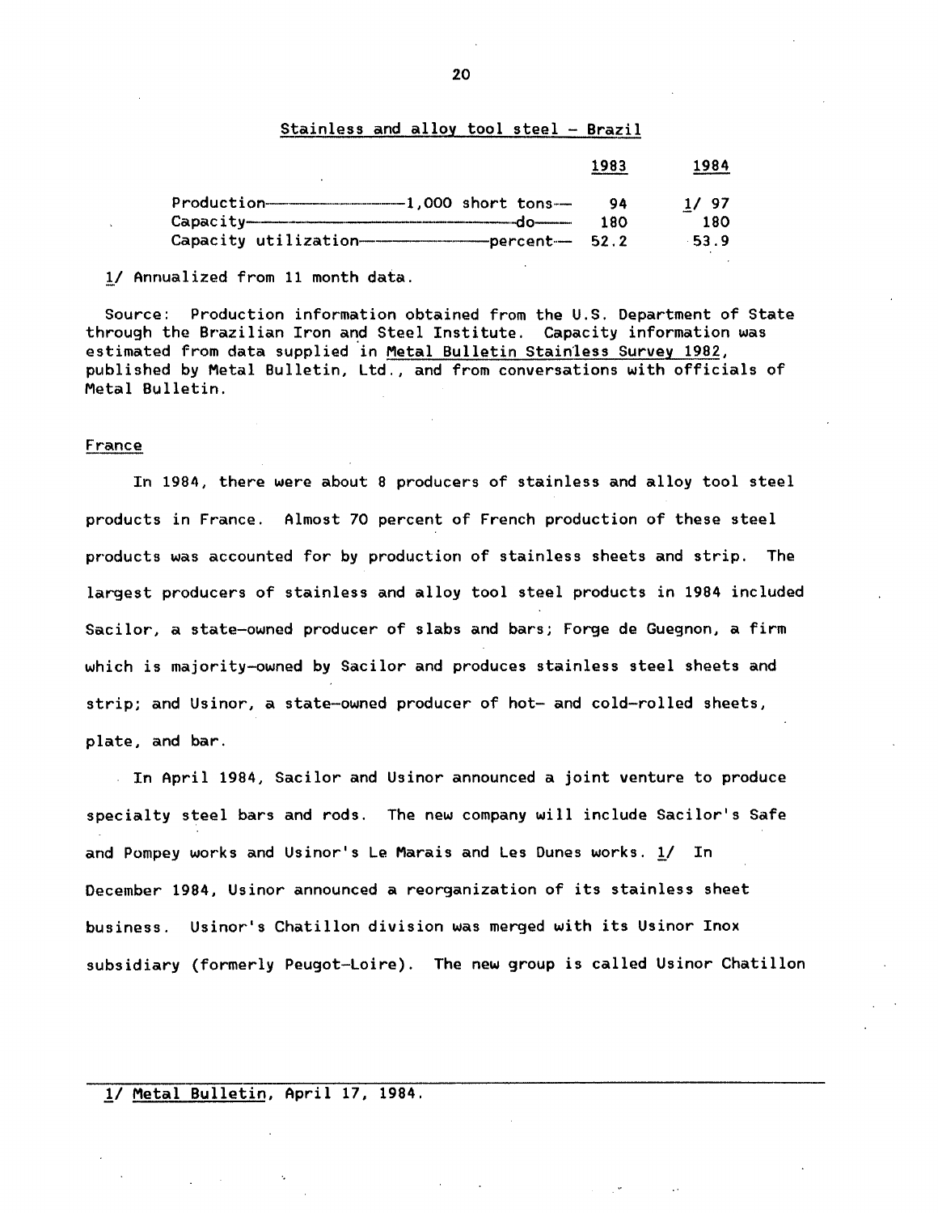Stainless and alloy tool steel - Brazil

| | 1983 | 1984 |
|---|---|---|
| Production--------1,000 short tons-- | 94 | 1/ 97 |
| Capacity--------do-- | 180 | 180 |
| Capacity utilization--------percent-- | 52.2 | 53.9 |

1/ Annualized from 11 month data.

Source: Production information obtained from the U.S. Department of State through the Brazilian Iron and Steel Institute. Capacity information was estimated from data supplied in Metal Bulletin Stainless Survey 1982, published by Metal Bulletin, Ltd., and from conversations with officials of Metal Bulletin.

## France

In 1984, there were about 8 producers of stainless and alloy tool steel products in France. Almost 70 percent of French production of these steel products was accounted for by production of stainless sheets and strip. The largest producers of stainless and alloy tool steel products in 1984 included Sacilor, a state-owned producer of slabs and bars; Forge de Guegnon, a firm which is majority-owned by Sacilor and produces stainless steel sheets and strip; and Usinor, a state-owned producer of hot- and cold-rolled sheets, plate, and bar.

In April 1984, Sacilor and Usinor announced a joint venture to produce specialty steel bars and rods. The new company will include Sacilor's Safe and Pompey works and Usinor's Le Marais and Les Dunes works. 1/ In December 1984, Usinor announced a reorganization of its stainless sheet business. Usinor's Chatillon division was merged with its Usinor Inox subsidiary (formerly Peugot-Loire). The new group is called Usinor Chatillon

1/ Metal Bulletin, April 17, 1984.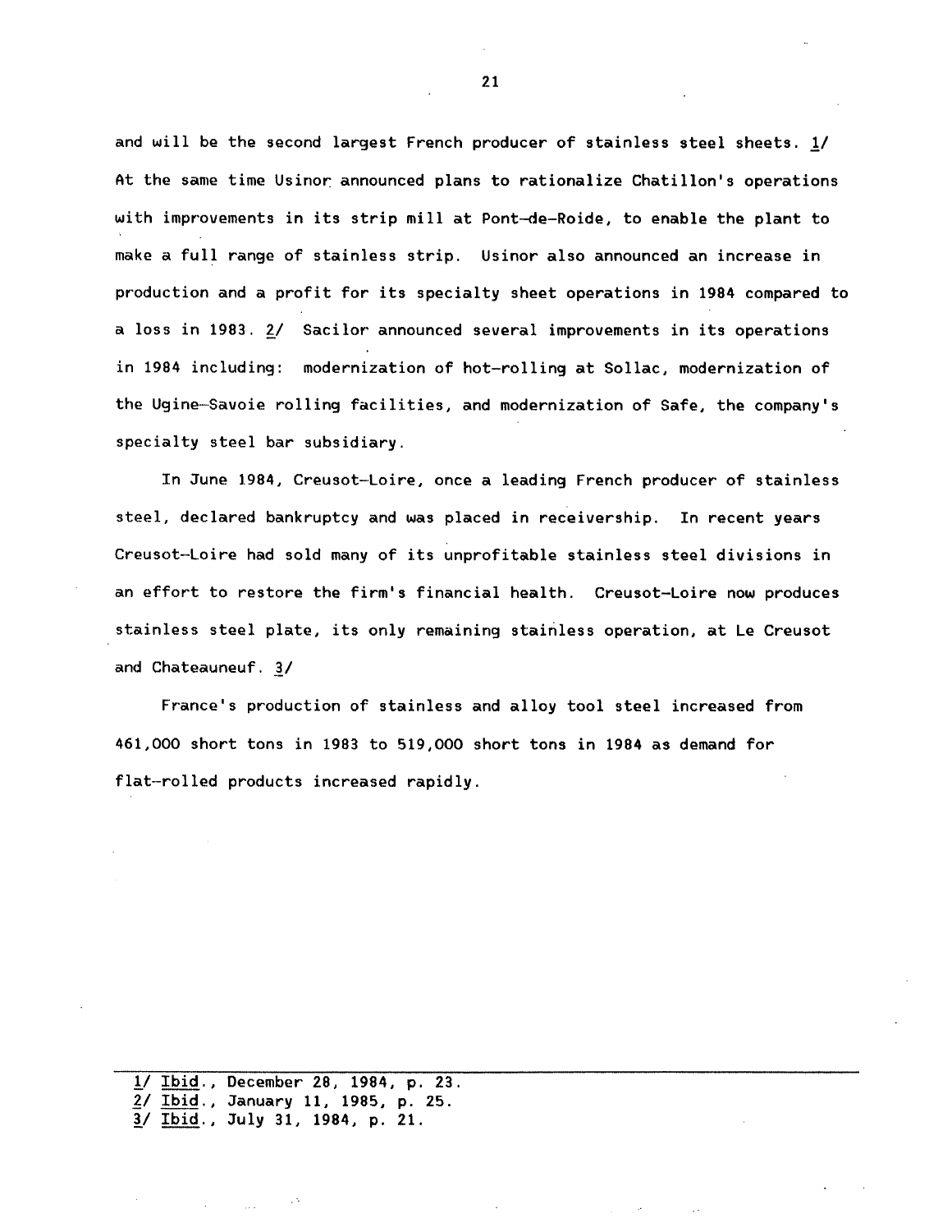and will be the second largest French producer of stainless steel sheets. 1/ At the same time Usinor announced plans to rationalize Chatillon's operations with improvements in its strip mill at Pont-de-Roide, to enable the plant to make a full range of stainless strip. Usinor also announced an increase in production and a profit for its specialty sheet operations in 1984 compared to a loss in 1983. 2/ Sacilor announced several improvements in its operations in 1984 including: modernization of hot-rolling at Sollac, modernization of the Ugine-Savoie rolling facilities, and modernization of Safe, the company's specialty steel bar subsidiary.

In June 1984, Creusot-Loire, once a leading French producer of stainless steel, declared bankruptcy and was placed in receivership. In recent years Creusot-Loire had sold many of its unprofitable stainless steel divisions in an effort to restore the firm's financial health. Creusot-Loire now produces stainless steel plate, its only remaining stainless operation, at Le Creusot and Chateauneuf. 3/

France's production of stainless and alloy tool steel increased from 461,000 short tons in 1983 to 519,000 short tons in 1984 as demand for flat-rolled products increased rapidly.

---

1/ Ibid., December 28, 1984, p. 23.
2/ Ibid., January 11, 1985, p. 25.
3/ Ibid., July 31, 1984, p. 21.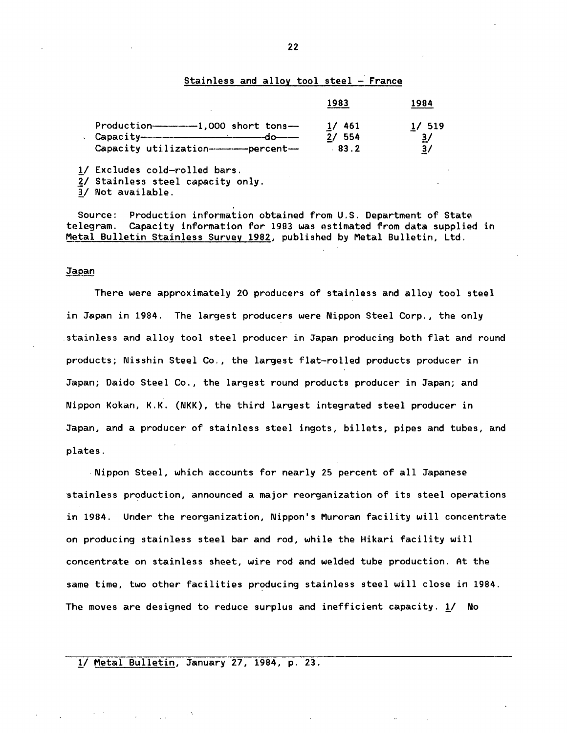Stainless and alloy tool steel - France

| | 1983 | 1984 |
|---|---|---|
| Production------------1,000 short tons-- | 1/ 461 | 1/ 519 |
| Capacity------------------------do------ | 2/ 554 | 3/ |
| Capacity utilization-----------percent-- | 83.2 | 3/ |

1/ Excludes cold-rolled bars.
2/ Stainless steel capacity only.
3/ Not available.

Source: Production information obtained from U.S. Department of State telegram. Capacity information for 1983 was estimated from data supplied in Metal Bulletin Stainless Survey 1982, published by Metal Bulletin, Ltd.

## Japan

There were approximately 20 producers of stainless and alloy tool steel in Japan in 1984. The largest producers were Nippon Steel Corp., the only stainless and alloy tool steel producer in Japan producing both flat and round products; Nisshin Steel Co., the largest flat-rolled products producer in Japan; Daido Steel Co., the largest round products producer in Japan; and Nippon Kokan, K.K. (NKK), the third largest integrated steel producer in Japan, and a producer of stainless steel ingots, billets, pipes and tubes, and plates.

Nippon Steel, which accounts for nearly 25 percent of all Japanese stainless production, announced a major reorganization of its steel operations in 1984. Under the reorganization, Nippon's Muroran facility will concentrate on producing stainless steel bar and rod, while the Hikari facility will concentrate on stainless sheet, wire rod and welded tube production. At the same time, two other facilities producing stainless steel will close in 1984. The moves are designed to reduce surplus and inefficient capacity. 1/ No

1/ Metal Bulletin, January 27, 1984, p. 23.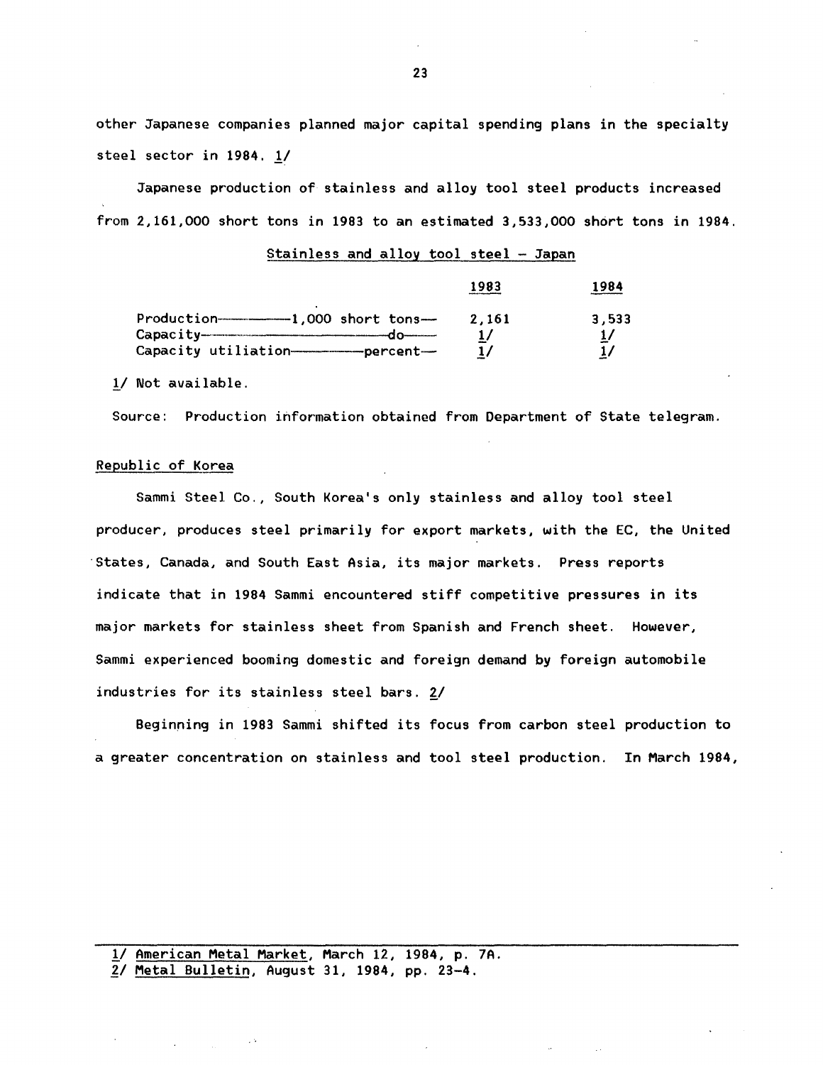other Japanese companies planned major capital spending plans in the specialty steel sector in 1984. 1/

Japanese production of stainless and alloy tool steel products increased from 2,161,000 short tons in 1983 to an estimated 3,533,000 short tons in 1984.

Stainless and alloy tool steel - Japan

| | 1983 | 1984 |
|---|---|---|
| Production————1,000 short tons— | 2,161 | 3,533 |
| Capacity——————————do——— | 1/ | 1/ |
| Capacity utiliation————percent— | 1/ | 1/ |

1/ Not available.

Source: Production information obtained from Department of State telegram.

## Republic of Korea

Sammi Steel Co., South Korea's only stainless and alloy tool steel producer, produces steel primarily for export markets, with the EC, the United States, Canada, and South East Asia, its major markets. Press reports indicate that in 1984 Sammi encountered stiff competitive pressures in its major markets for stainless sheet from Spanish and French sheet. However, Sammi experienced booming domestic and foreign demand by foreign automobile industries for its stainless steel bars. 2/

Beginning in 1983 Sammi shifted its focus from carbon steel production to a greater concentration on stainless and tool steel production. In March 1984,

---

1/ American Metal Market, March 12, 1984, p. 7A.
2/ Metal Bulletin, August 31, 1984, pp. 23-4.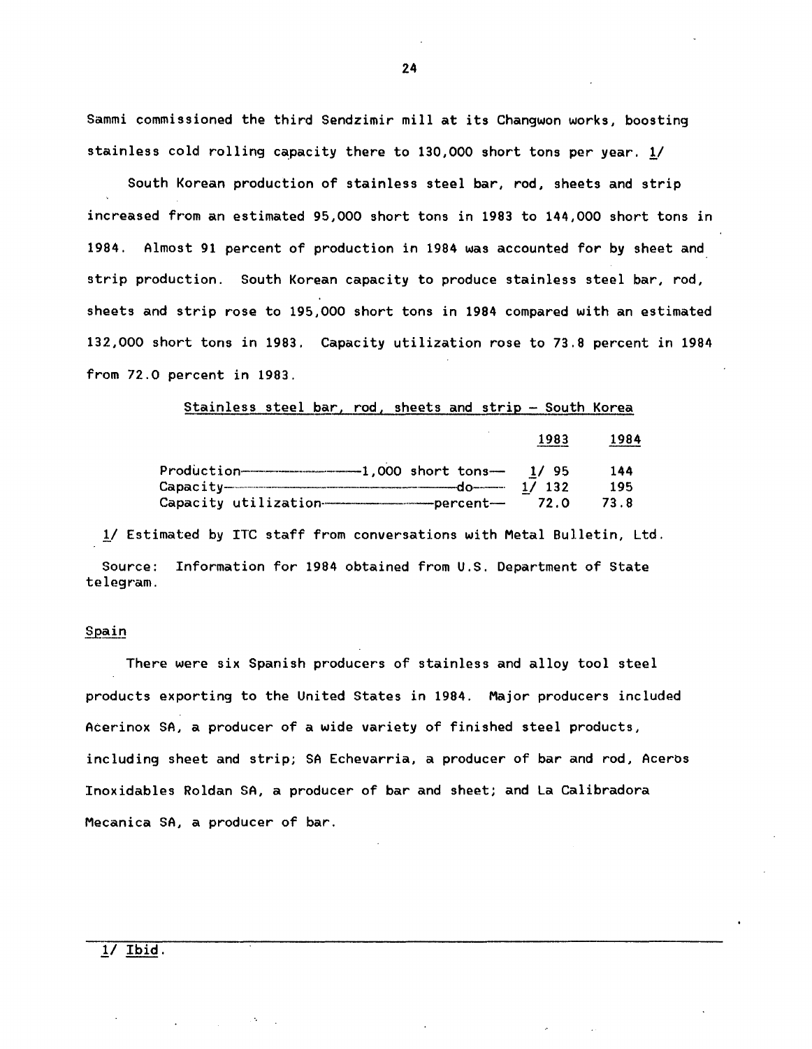Sammi commissioned the third Sendzimir mill at its Changwon works, boosting stainless cold rolling capacity there to 130,000 short tons per year. 1/

South Korean production of stainless steel bar, rod, sheets and strip increased from an estimated 95,000 short tons in 1983 to 144,000 short tons in 1984. Almost 91 percent of production in 1984 was accounted for by sheet and strip production. South Korean capacity to produce stainless steel bar, rod, sheets and strip rose to 195,000 short tons in 1984 compared with an estimated 132,000 short tons in 1983. Capacity utilization rose to 73.8 percent in 1984 from 72.0 percent in 1983.

Stainless steel bar, rod, sheets and strip – South Korea

| | 1983 | 1984 |
|---|---|---|
| Production——1,000 short tons— | 1/ 95 | 144 |
| Capacity——do— | 1/ 132 | 195 |
| Capacity utilization——percent— | 72.0 | 73.8 |

1/ Estimated by ITC staff from conversations with Metal Bulletin, Ltd.

Source: Information for 1984 obtained from U.S. Department of State telegram.

## Spain

There were six Spanish producers of stainless and alloy tool steel products exporting to the United States in 1984. Major producers included Acerinox SA, a producer of a wide variety of finished steel products, including sheet and strip; SA Echevarria, a producer of bar and rod, Aceros Inoxidables Roldan SA, a producer of bar and sheet; and La Calibradora Mecanica SA, a producer of bar.

---

1/ Ibid.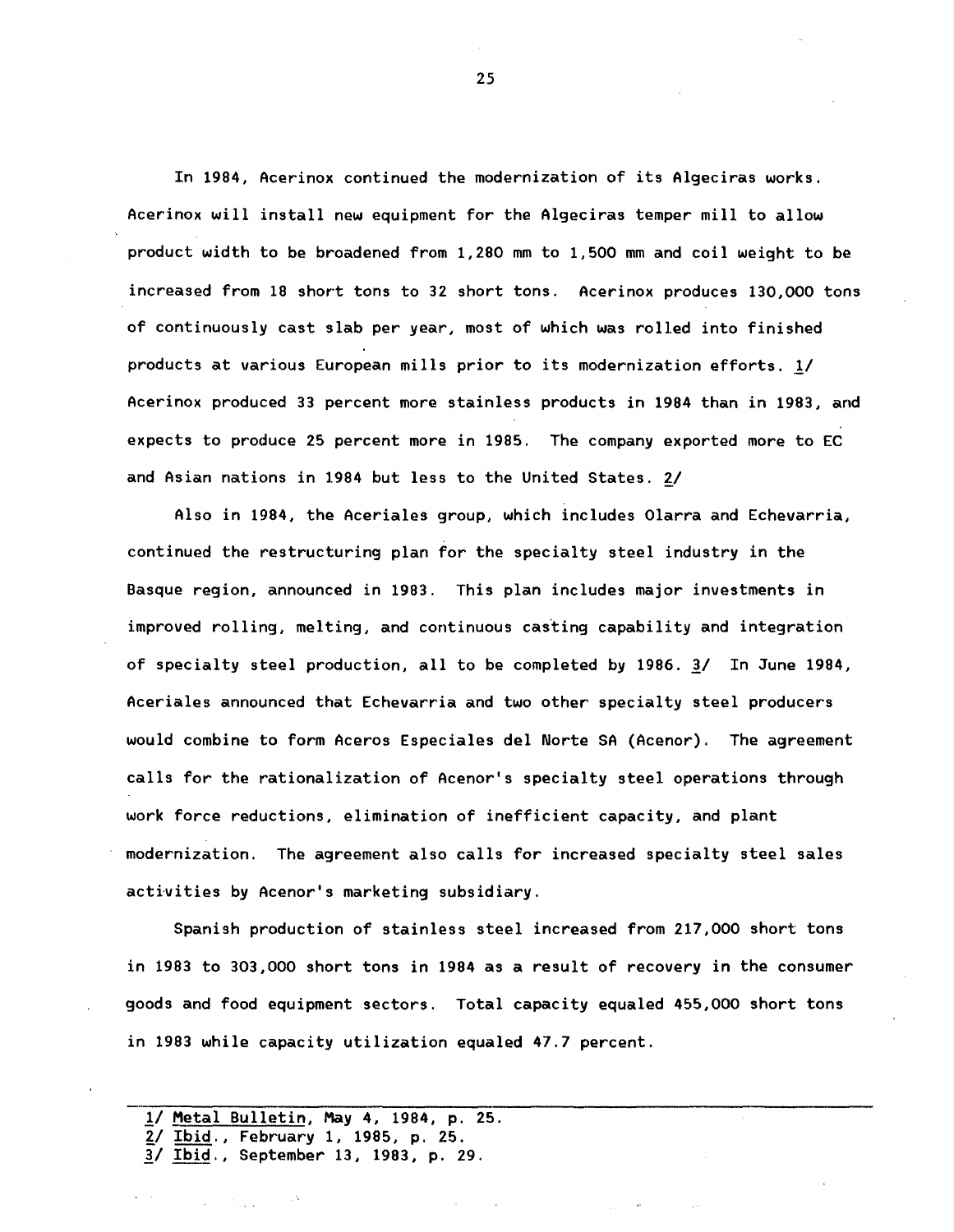In 1984, Acerinox continued the modernization of its Algeciras works. Acerinox will install new equipment for the Algeciras temper mill to allow product width to be broadened from 1,280 mm to 1,500 mm and coil weight to be increased from 18 short tons to 32 short tons. Acerinox produces 130,000 tons of continuously cast slab per year, most of which was rolled into finished products at various European mills prior to its modernization efforts. 1/ Acerinox produced 33 percent more stainless products in 1984 than in 1983, and expects to produce 25 percent more in 1985. The company exported more to EC and Asian nations in 1984 but less to the United States. 2/

Also in 1984, the Aceriales group, which includes Olarra and Echevarria, continued the restructuring plan for the specialty steel industry in the Basque region, announced in 1983. This plan includes major investments in improved rolling, melting, and continuous casting capability and integration of specialty steel production, all to be completed by 1986. 3/ In June 1984, Aceriales announced that Echevarria and two other specialty steel producers would combine to form Aceros Especiales del Norte SA (Acenor). The agreement calls for the rationalization of Acenor's specialty steel operations through work force reductions, elimination of inefficient capacity, and plant modernization. The agreement also calls for increased specialty steel sales activities by Acenor's marketing subsidiary.

Spanish production of stainless steel increased from 217,000 short tons in 1983 to 303,000 short tons in 1984 as a result of recovery in the consumer goods and food equipment sectors. Total capacity equaled 455,000 short tons in 1983 while capacity utilization equaled 47.7 percent.

---

1/ Metal Bulletin, May 4, 1984, p. 25.
2/ Ibid., February 1, 1985, p. 25.
3/ Ibid., September 13, 1983, p. 29.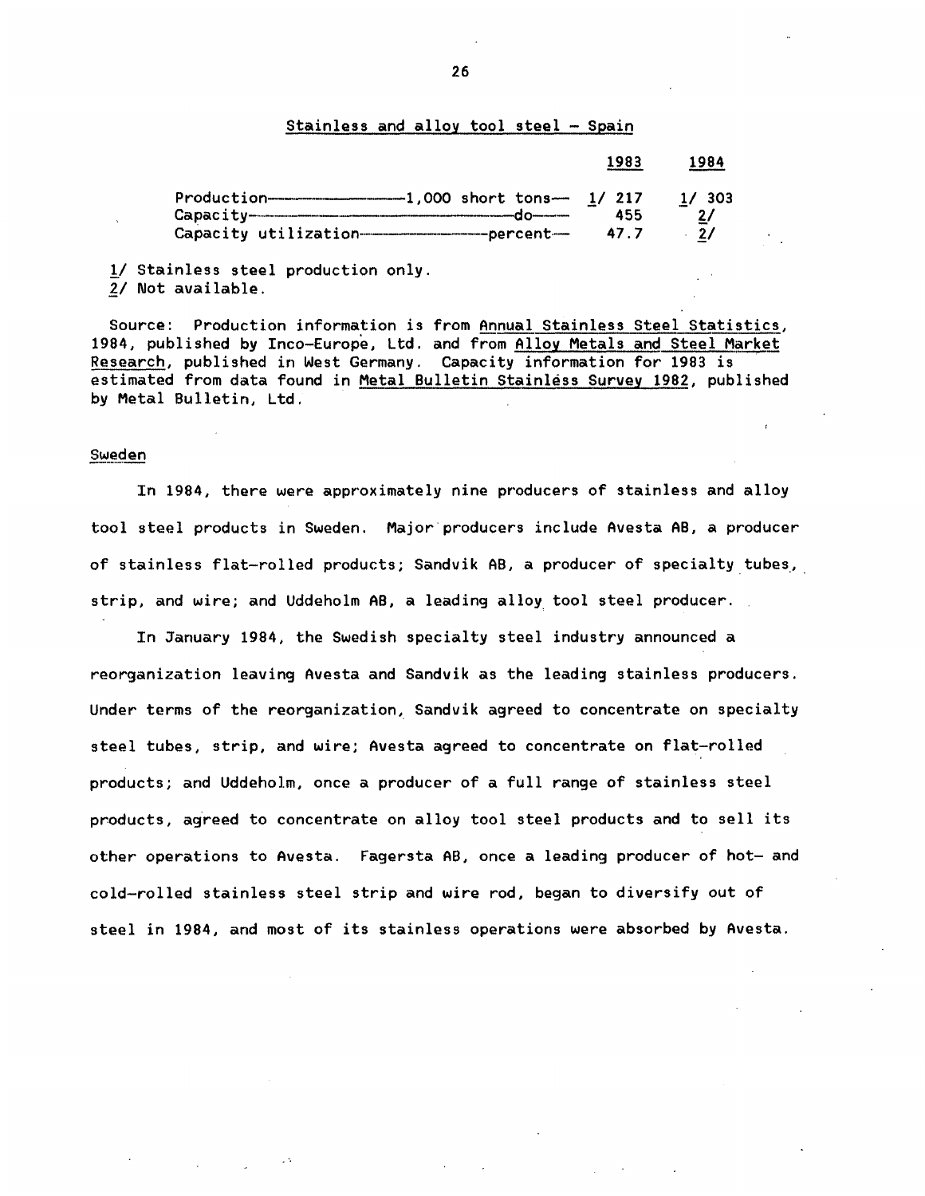Stainless and alloy tool steel - Spain

| | 1983 | 1984 |
|---|---|---|
| Production——1,000 short tons— | 1/ 217 | 1/ 303 |
| Capacity——do— | 455 | 2/ |
| Capacity utilization——percent— | 47.7 | 2/ |

1/ Stainless steel production only.
2/ Not available.

Source: Production information is from Annual Stainless Steel Statistics, 1984, published by Inco-Europe, Ltd. and from Alloy Metals and Steel Market Research, published in West Germany. Capacity information for 1983 is estimated from data found in Metal Bulletin Stainless Survey 1982, published by Metal Bulletin, Ltd.

Sweden

In 1984, there were approximately nine producers of stainless and alloy tool steel products in Sweden. Major producers include Avesta AB, a producer of stainless flat-rolled products; Sandvik AB, a producer of specialty tubes, strip, and wire; and Uddeholm AB, a leading alloy tool steel producer.

In January 1984, the Swedish specialty steel industry announced a reorganization leaving Avesta and Sandvik as the leading stainless producers. Under terms of the reorganization, Sandvik agreed to concentrate on specialty steel tubes, strip, and wire; Avesta agreed to concentrate on flat-rolled products; and Uddeholm, once a producer of a full range of stainless steel products, agreed to concentrate on alloy tool steel products and to sell its other operations to Avesta. Fagersta AB, once a leading producer of hot- and cold-rolled stainless steel strip and wire rod, began to diversify out of steel in 1984, and most of its stainless operations were absorbed by Avesta.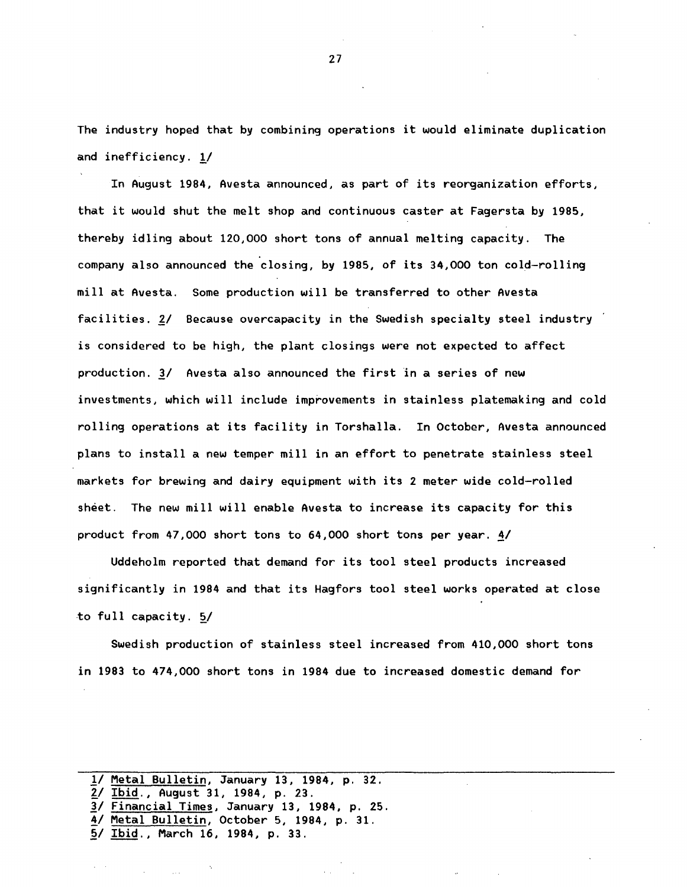The industry hoped that by combining operations it would eliminate duplication and inefficiency. 1/

In August 1984, Avesta announced, as part of its reorganization efforts, that it would shut the melt shop and continuous caster at Fagersta by 1985, thereby idling about 120,000 short tons of annual melting capacity. The company also announced the closing, by 1985, of its 34,000 ton cold-rolling mill at Avesta. Some production will be transferred to other Avesta facilities. 2/ Because overcapacity in the Swedish specialty steel industry is considered to be high, the plant closings were not expected to affect production. 3/ Avesta also announced the first in a series of new investments, which will include improvements in stainless platemaking and cold rolling operations at its facility in Torshalla. In October, Avesta announced plans to install a new temper mill in an effort to penetrate stainless steel markets for brewing and dairy equipment with its 2 meter wide cold-rolled sheet. The new mill will enable Avesta to increase its capacity for this product from 47,000 short tons to 64,000 short tons per year. 4/

Uddeholm reported that demand for its tool steel products increased significantly in 1984 and that its Hagfors tool steel works operated at close to full capacity. 5/

Swedish production of stainless steel increased from 410,000 short tons in 1983 to 474,000 short tons in 1984 due to increased domestic demand for

---

1/ Metal Bulletin, January 13, 1984, p. 32.
2/ Ibid., August 31, 1984, p. 23.
3/ Financial Times, January 13, 1984, p. 25.
4/ Metal Bulletin, October 5, 1984, p. 31.
5/ Ibid., March 16, 1984, p. 33.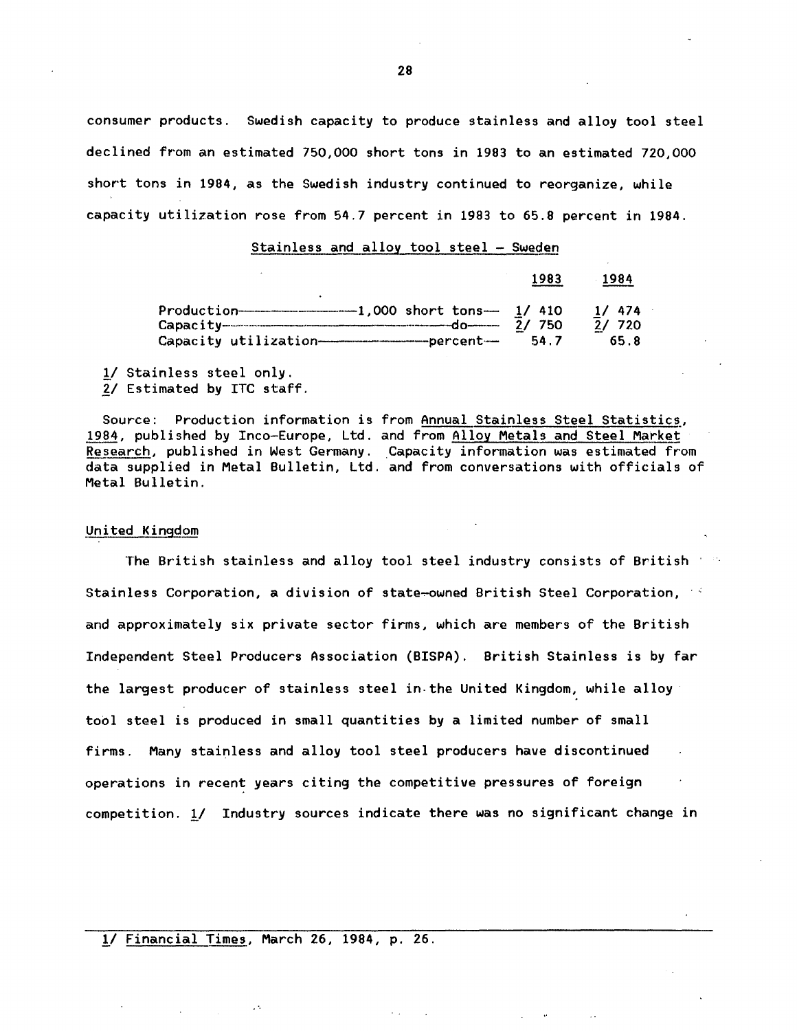consumer products. Swedish capacity to produce stainless and alloy tool steel declined from an estimated 750,000 short tons in 1983 to an estimated 720,000 short tons in 1984, as the Swedish industry continued to reorganize, while capacity utilization rose from 54.7 percent in 1983 to 65.8 percent in 1984.

Stainless and alloy tool steel - Sweden

| | | 1983 | 1984 |
|---|---|---|---|
| Production | 1,000 short tons | 1/ 410 | 1/ 474 |
| Capacity | do | 2/ 750 | 2/ 720 |
| Capacity utilization | percent | 54.7 | 65.8 |

1/ Stainless steel only.
2/ Estimated by ITC staff.

Source: Production information is from Annual Stainless Steel Statistics, 1984, published by Inco-Europe, Ltd. and from Alloy Metals and Steel Market Research, published in West Germany. Capacity information was estimated from data supplied in Metal Bulletin, Ltd. and from conversations with officials of Metal Bulletin.

## United Kingdom

The British stainless and alloy tool steel industry consists of British Stainless Corporation, a division of state-owned British Steel Corporation, and approximately six private sector firms, which are members of the British Independent Steel Producers Association (BISPA). British Stainless is by far the largest producer of stainless steel in the United Kingdom, while alloy tool steel is produced in small quantities by a limited number of small firms. Many stainless and alloy tool steel producers have discontinued operations in recent years citing the competitive pressures of foreign competition. 1/ Industry sources indicate there was no significant change in

1/ Financial Times, March 26, 1984, p. 26.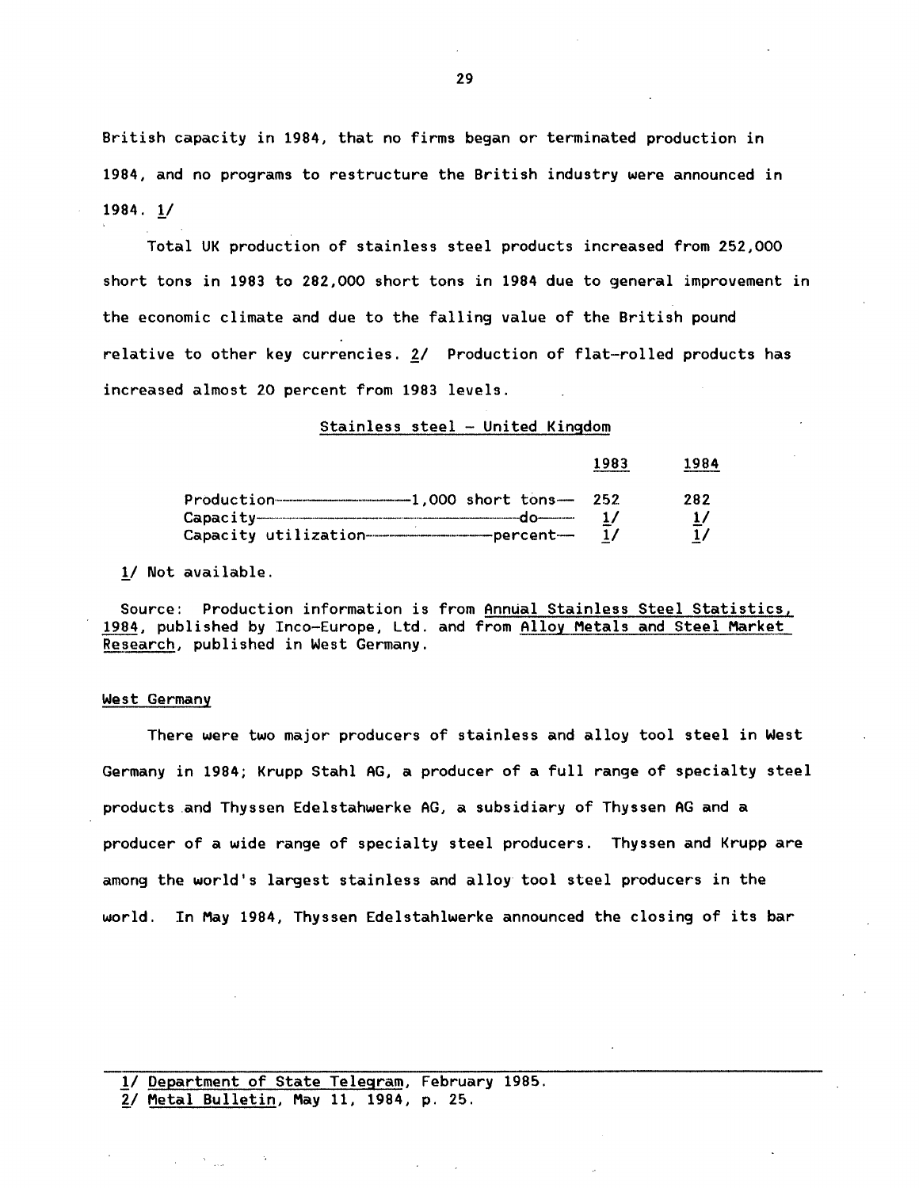British capacity in 1984, that no firms began or terminated production in 1984, and no programs to restructure the British industry were announced in 1984. 1/

Total UK production of stainless steel products increased from 252,000 short tons in 1983 to 282,000 short tons in 1984 due to general improvement in the economic climate and due to the falling value of the British pound relative to other key currencies. 2/ Production of flat-rolled products has increased almost 20 percent from 1983 levels.

Stainless steel – United Kingdom

| | 1983 | 1984 |
|---|---|---|
| Production—1,000 short tons— | 252 | 282 |
| Capacity—do— | 1/ | 1/ |
| Capacity utilization—percent— | 1/ | 1/ |

1/ Not available.

Source: Production information is from Annual Stainless Steel Statistics, 1984, published by Inco-Europe, Ltd. and from Alloy Metals and Steel Market Research, published in West Germany.

## West Germany

There were two major producers of stainless and alloy tool steel in West Germany in 1984; Krupp Stahl AG, a producer of a full range of specialty steel products and Thyssen Edelstahwerke AG, a subsidiary of Thyssen AG and a producer of a wide range of specialty steel producers. Thyssen and Krupp are among the world's largest stainless and alloy tool steel producers in the world. In May 1984, Thyssen Edelstahlwerke announced the closing of its bar

---

1/ Department of State Telegram, February 1985.
2/ Metal Bulletin, May 11, 1984, p. 25.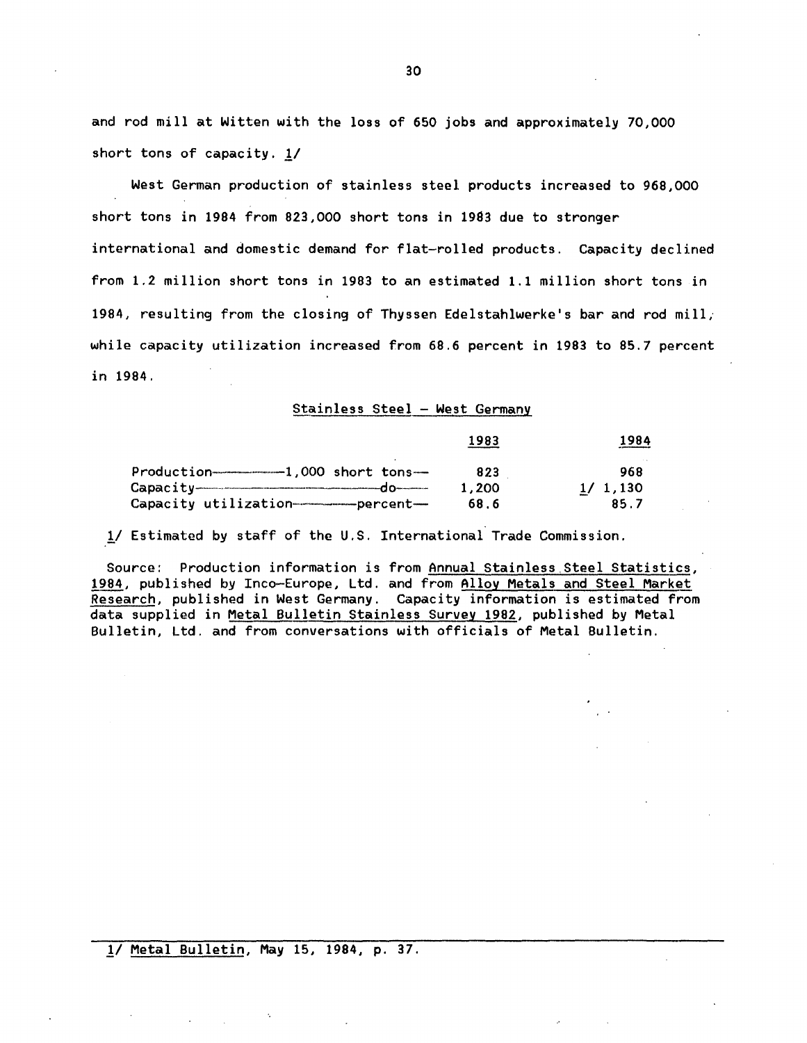and rod mill at Witten with the loss of 650 jobs and approximately 70,000 short tons of capacity. 1/

West German production of stainless steel products increased to 968,000 short tons in 1984 from 823,000 short tons in 1983 due to stronger international and domestic demand for flat-rolled products. Capacity declined from 1.2 million short tons in 1983 to an estimated 1.1 million short tons in 1984, resulting from the closing of Thyssen Edelstahlwerke's bar and rod mill, while capacity utilization increased from 68.6 percent in 1983 to 85.7 percent in 1984.

Stainless Steel - West Germany

| | 1983 | 1984 |
|---|---|---|
| Production——————1,000 short tons— | 823 | 968 |
| Capacity——————————do—— | 1,200 | 1/ 1,130 |
| Capacity utilization—————percent— | 68.6 | 85.7 |

1/ Estimated by staff of the U.S. International Trade Commission.

Source: Production information is from Annual Stainless Steel Statistics, 1984, published by Inco-Europe, Ltd. and from Alloy Metals and Steel Market Research, published in West Germany. Capacity information is estimated from data supplied in Metal Bulletin Stainless Survey 1982, published by Metal Bulletin, Ltd. and from conversations with officials of Metal Bulletin.

---

1/ Metal Bulletin, May 15, 1984, p. 37.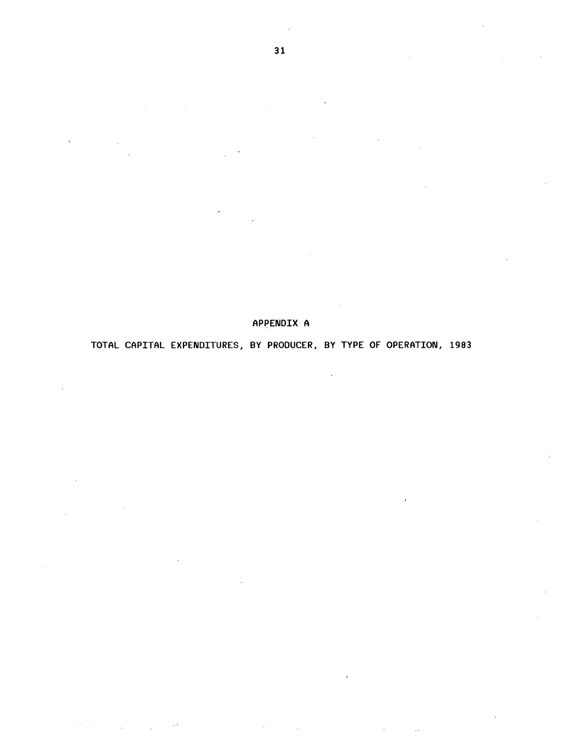# APPENDIX A

## TOTAL CAPITAL EXPENDITURES, BY PRODUCER, BY TYPE OF OPERATION, 1983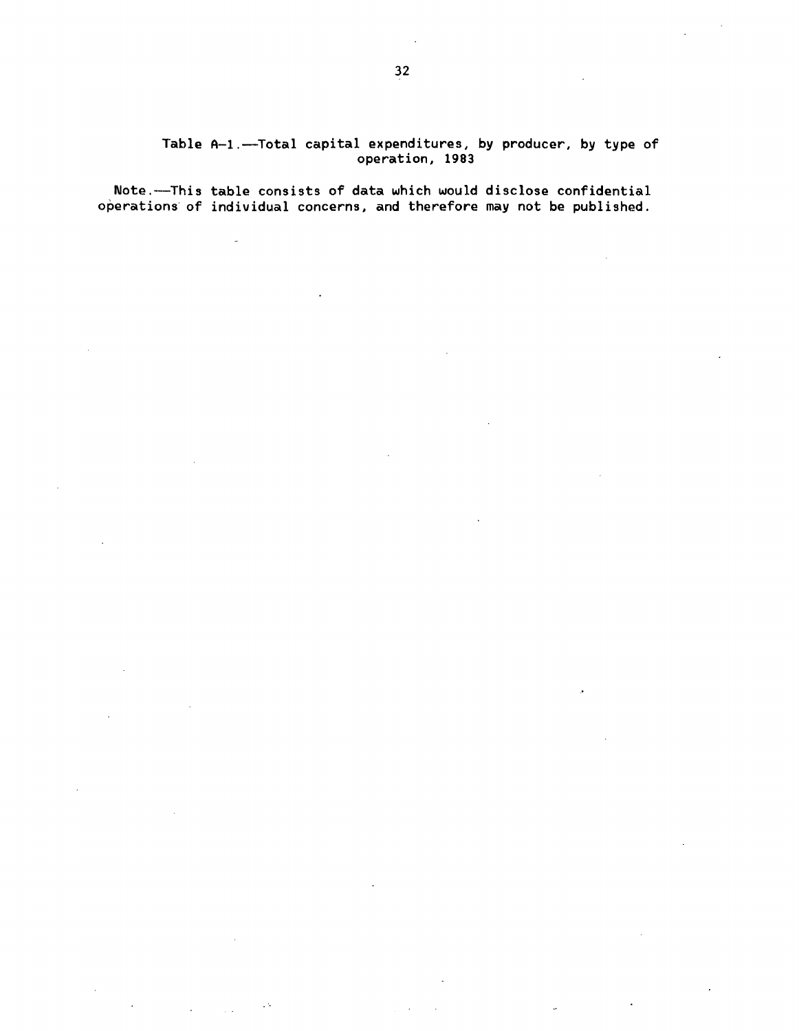Table A-1.—Total capital expenditures, by producer, by type of operation, 1983

Note.—This table consists of data which would disclose confidential operations of individual concerns, and therefore may not be published.